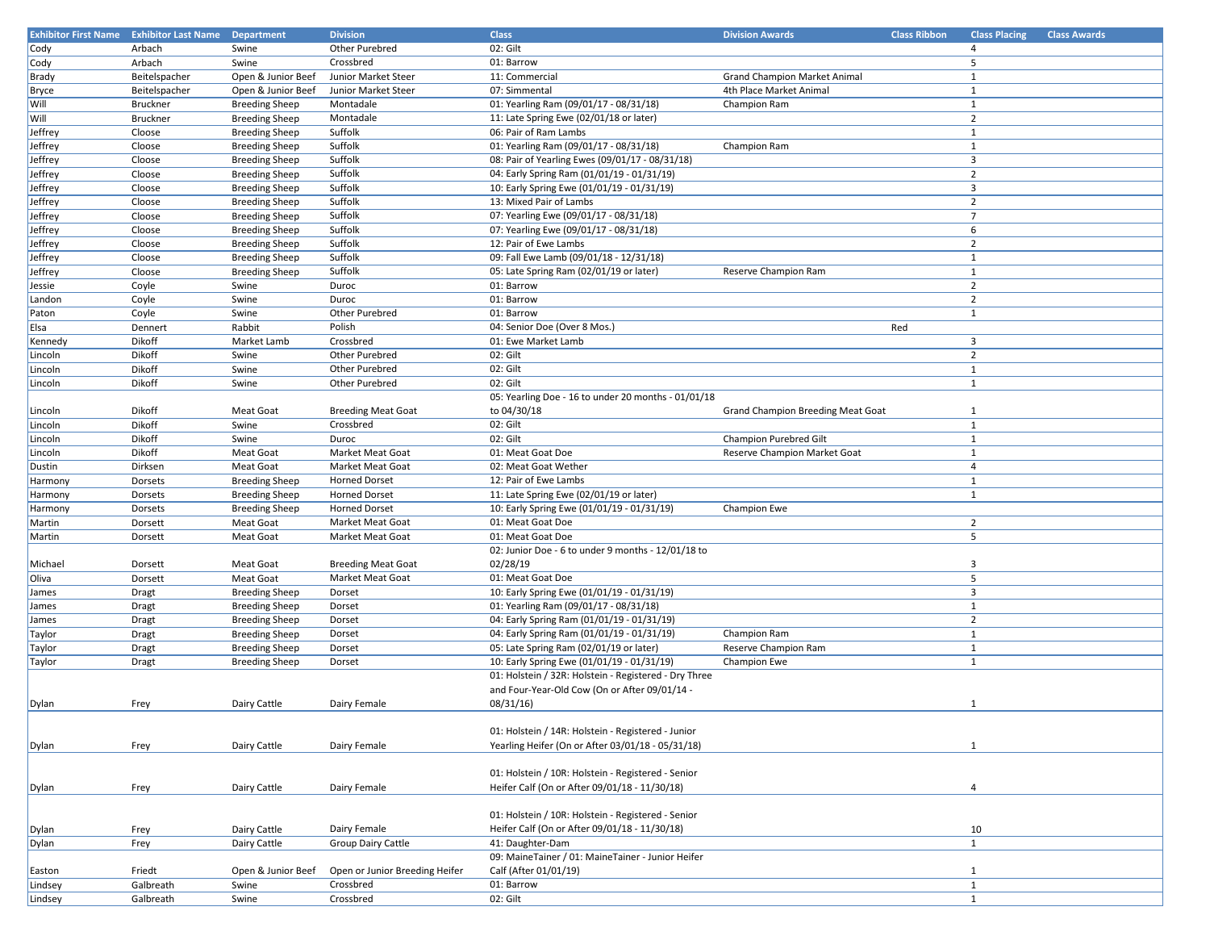| Exhibitor First Name | Exhibitor Last Name | Department | Division | Class | Division Awards | Class Ribbon | Class Placing | Class Awards |
|---|---|---|---|---|---|---|---|---|
| Cody | Arbach | Swine | Other Purebred | 02: Gilt | | | 4 | |
| Cody | Arbach | Swine | Crossbred | 01: Barrow | | | 5 | |
| Brady | Beitelspacher | Open & Junior Beef | Junior Market Steer | 11: Commercial | Grand Champion Market Animal | | 1 | |
| Bryce | Beitelspacher | Open & Junior Beef | Junior Market Steer | 07: Simmental | 4th Place Market Animal | | 1 | |
| Will | Bruckner | Breeding Sheep | Montadale | 01: Yearling Ram (09/01/17 - 08/31/18) | Champion Ram | | 1 | |
| Will | Bruckner | Breeding Sheep | Montadale | 11: Late Spring Ewe (02/01/18 or later) | | | 2 | |
| Jeffrey | Cloose | Breeding Sheep | Suffolk | 06: Pair of Ram Lambs | | | 1 | |
| Jeffrey | Cloose | Breeding Sheep | Suffolk | 01: Yearling Ram (09/01/17 - 08/31/18) | Champion Ram | | 1 | |
| Jeffrey | Cloose | Breeding Sheep | Suffolk | 08: Pair of Yearling Ewes (09/01/17 - 08/31/18) | | | 3 | |
| Jeffrey | Cloose | Breeding Sheep | Suffolk | 04: Early Spring Ram (01/01/19 - 01/31/19) | | | 2 | |
| Jeffrey | Cloose | Breeding Sheep | Suffolk | 10: Early Spring Ewe (01/01/19 - 01/31/19) | | | 3 | |
| Jeffrey | Cloose | Breeding Sheep | Suffolk | 13: Mixed Pair of Lambs | | | 2 | |
| Jeffrey | Cloose | Breeding Sheep | Suffolk | 07: Yearling Ewe (09/01/17 - 08/31/18) | | | 7 | |
| Jeffrey | Cloose | Breeding Sheep | Suffolk | 07: Yearling Ewe (09/01/17 - 08/31/18) | | | 6 | |
| Jeffrey | Cloose | Breeding Sheep | Suffolk | 12: Pair of Ewe Lambs | | | 2 | |
| Jeffrey | Cloose | Breeding Sheep | Suffolk | 09: Fall Ewe Lamb (09/01/18 - 12/31/18) | | | 1 | |
| Jeffrey | Cloose | Breeding Sheep | Suffolk | 05: Late Spring Ram (02/01/19 or later) | Reserve Champion Ram | | 1 | |
| Jessie | Coyle | Swine | Duroc | 01: Barrow | | | 2 | |
| Landon | Coyle | Swine | Duroc | 01: Barrow | | | 2 | |
| Paton | Coyle | Swine | Other Purebred | 01: Barrow | | | 1 | |
| Elsa | Dennert | Rabbit | Polish | 04: Senior Doe (Over 8 Mos.) | | Red | | |
| Kennedy | Dikoff | Market Lamb | Crossbred | 01: Ewe Market Lamb | | | 3 | |
| Lincoln | Dikoff | Swine | Other Purebred | 02: Gilt | | | 2 | |
| Lincoln | Dikoff | Swine | Other Purebred | 02: Gilt | | | 1 | |
| Lincoln | Dikoff | Swine | Other Purebred | 02: Gilt | | | 1 | |
| Lincoln | Dikoff | Meat Goat | Breeding Meat Goat | 05: Yearling Doe - 16 to under 20 months - 01/01/18 to 04/30/18 | Grand Champion Breeding Meat Goat | | 1 | |
| Lincoln | Dikoff | Swine | Crossbred | 02: Gilt | | | 1 | |
| Lincoln | Dikoff | Swine | Duroc | 02: Gilt | Champion Purebred Gilt | | 1 | |
| Lincoln | Dikoff | Meat Goat | Market Meat Goat | 01: Meat Goat Doe | Reserve Champion Market Goat | | 1 | |
| Dustin | Dirksen | Meat Goat | Market Meat Goat | 02: Meat Goat Wether | | | 4 | |
| Harmony | Dorsets | Breeding Sheep | Horned Dorset | 12: Pair of Ewe Lambs | | | 1 | |
| Harmony | Dorsets | Breeding Sheep | Horned Dorset | 11: Late Spring Ewe (02/01/19 or later) | | | 1 | |
| Harmony | Dorsets | Breeding Sheep | Horned Dorset | 10: Early Spring Ewe (01/01/19 - 01/31/19) | Champion Ewe | | | |
| Martin | Dorsett | Meat Goat | Market Meat Goat | 01: Meat Goat Doe | | | 2 | |
| Martin | Dorsett | Meat Goat | Market Meat Goat | 01: Meat Goat Doe | | | 5 | |
| Michael | Dorsett | Meat Goat | Breeding Meat Goat | 02: Junior Doe - 6 to under 9 months - 12/01/18 to 02/28/19 | | | 3 | |
| Oliva | Dorsett | Meat Goat | Market Meat Goat | 01: Meat Goat Doe | | | 5 | |
| James | Dragt | Breeding Sheep | Dorset | 10: Early Spring Ewe (01/01/19 - 01/31/19) | | | 3 | |
| James | Dragt | Breeding Sheep | Dorset | 01: Yearling Ram (09/01/17 - 08/31/18) | | | 1 | |
| James | Dragt | Breeding Sheep | Dorset | 04: Early Spring Ram (01/01/19 - 01/31/19) | | | 2 | |
| Taylor | Dragt | Breeding Sheep | Dorset | 04: Early Spring Ram (01/01/19 - 01/31/19) | Champion Ram | | 1 | |
| Taylor | Dragt | Breeding Sheep | Dorset | 05: Late Spring Ram (02/01/19 or later) | Reserve Champion Ram | | 1 | |
| Taylor | Dragt | Breeding Sheep | Dorset | 10: Early Spring Ewe (01/01/19 - 01/31/19) | Champion Ewe | | 1 | |
| Dylan | Frey | Dairy Cattle | Dairy Female | 01: Holstein / 32R: Holstein - Registered - Dry Three and Four-Year-Old Cow (On or After 09/01/14 - 08/31/16) | | | 1 | |
| Dylan | Frey | Dairy Cattle | Dairy Female | 01: Holstein / 14R: Holstein - Registered - Junior Yearling Heifer (On or After 03/01/18 - 05/31/18) | | | 1 | |
| Dylan | Frey | Dairy Cattle | Dairy Female | 01: Holstein / 10R: Holstein - Registered - Senior Heifer Calf (On or After 09/01/18 - 11/30/18) | | | 4 | |
| Dylan | Frey | Dairy Cattle | Dairy Female | 01: Holstein / 10R: Holstein - Registered - Senior Heifer Calf (On or After 09/01/18 - 11/30/18) | | | 10 | |
| Dylan | Frey | Dairy Cattle | Group Dairy Cattle | 41: Daughter-Dam | | | 1 | |
| Easton | Friedt | Open & Junior Beef | Open or Junior Breeding Heifer | 09: MaineTainer / 01: MaineTainer - Junior Heifer Calf (After 01/01/19) | | | 1 | |
| Lindsey | Galbreath | Swine | Crossbred | 01: Barrow | | | 1 | |
| Lindsey | Galbreath | Swine | Crossbred | 02: Gilt | | | 1 | |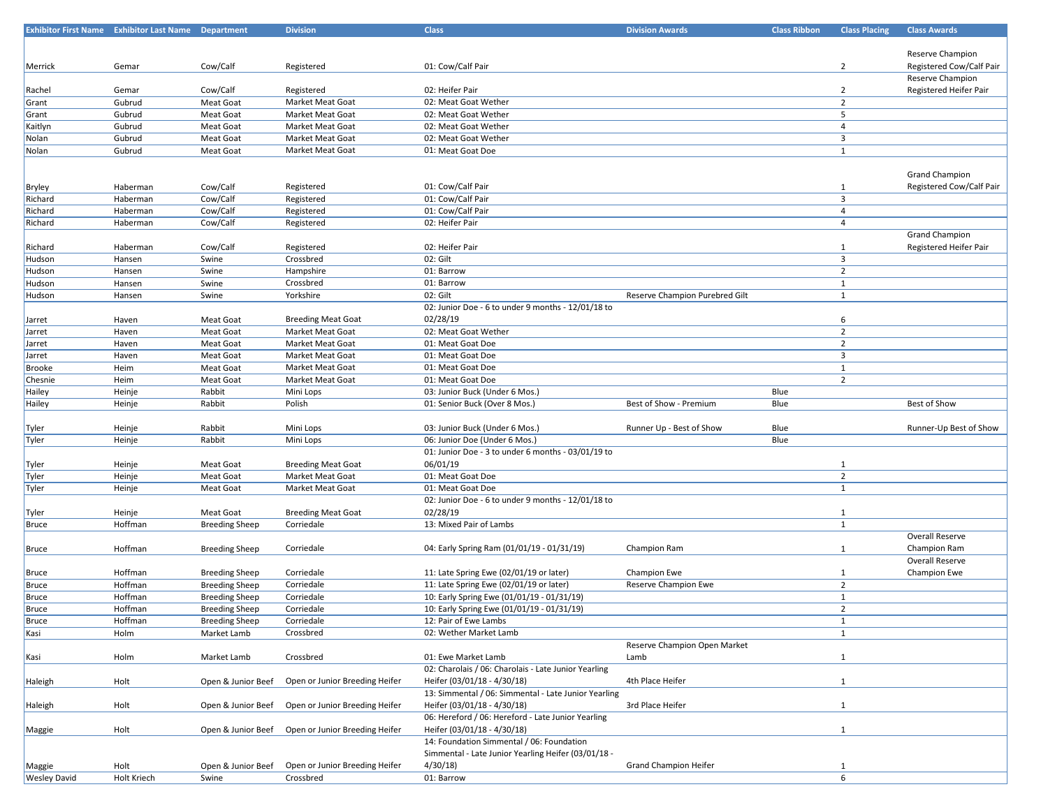| Exhibitor First Name | Exhibitor Last Name | Department | Division | Class | Division Awards | Class Ribbon | Class Placing | Class Awards |
|---|---|---|---|---|---|---|---|---|
| Merrick | Gemar | Cow/Calf | Registered | 01: Cow/Calf Pair | | | 2 | Reserve Champion Registered Cow/Calf Pair |
| Rachel | Gemar | Cow/Calf | Registered | 02: Heifer Pair | | | 2 | Reserve Champion Registered Heifer Pair |
| Grant | Gubrud | Meat Goat | Market Meat Goat | 02: Meat Goat Wether | | | 2 | |
| Grant | Gubrud | Meat Goat | Market Meat Goat | 02: Meat Goat Wether | | | 5 | |
| Kaitlyn | Gubrud | Meat Goat | Market Meat Goat | 02: Meat Goat Wether | | | 4 | |
| Nolan | Gubrud | Meat Goat | Market Meat Goat | 02: Meat Goat Wether | | | 3 | |
| Nolan | Gubrud | Meat Goat | Market Meat Goat | 01: Meat Goat Doe | | | 1 | |
| Bryley | Haberman | Cow/Calf | Registered | 01: Cow/Calf Pair | | | 1 | Grand Champion Registered Cow/Calf Pair |
| Richard | Haberman | Cow/Calf | Registered | 01: Cow/Calf Pair | | | 3 | |
| Richard | Haberman | Cow/Calf | Registered | 01: Cow/Calf Pair | | | 4 | |
| Richard | Haberman | Cow/Calf | Registered | 02: Heifer Pair | | | 4 | |
| Richard | Haberman | Cow/Calf | Registered | 02: Heifer Pair | | | 1 | Grand Champion Registered Heifer Pair |
| Hudson | Hansen | Swine | Crossbred | 02: Gilt | | | 3 | |
| Hudson | Hansen | Swine | Hampshire | 01: Barrow | | | 2 | |
| Hudson | Hansen | Swine | Crossbred | 01: Barrow | | | 1 | |
| Hudson | Hansen | Swine | Yorkshire | 02: Gilt | Reserve Champion Purebred Gilt | | 1 | |
| Jarret | Haven | Meat Goat | Breeding Meat Goat | 02: Junior Doe - 6 to under 9 months - 12/01/18 to 02/28/19 | | | 6 | |
| Jarret | Haven | Meat Goat | Market Meat Goat | 02: Meat Goat Wether | | | 2 | |
| Jarret | Haven | Meat Goat | Market Meat Goat | 01: Meat Goat Doe | | | 2 | |
| Jarret | Haven | Meat Goat | Market Meat Goat | 01: Meat Goat Doe | | | 3 | |
| Brooke | Heim | Meat Goat | Market Meat Goat | 01: Meat Goat Doe | | | 1 | |
| Chesnie | Heim | Meat Goat | Market Meat Goat | 01: Meat Goat Doe | | | 2 | |
| Hailey | Heinje | Rabbit | Mini Lops | 03: Junior Buck (Under 6 Mos.) | | Blue | | |
| Hailey | Heinje | Rabbit | Polish | 01: Senior Buck (Over 8 Mos.) | Best of Show - Premium | Blue | | Best of Show |
| Tyler | Heinje | Rabbit | Mini Lops | 03: Junior Buck (Under 6 Mos.) | Runner Up - Best of Show | Blue | | Runner-Up Best of Show |
| Tyler | Heinje | Rabbit | Mini Lops | 06: Junior Doe (Under 6 Mos.) | | Blue | | |
| Tyler | Heinje | Meat Goat | Breeding Meat Goat | 01: Junior Doe - 3 to under 6 months - 03/01/19 to 06/01/19 | | | 1 | |
| Tyler | Heinje | Meat Goat | Market Meat Goat | 01: Meat Goat Doe | | | 2 | |
| Tyler | Heinje | Meat Goat | Market Meat Goat | 01: Meat Goat Doe | | | 1 | |
| Tyler | Heinje | Meat Goat | Breeding Meat Goat | 02: Junior Doe - 6 to under 9 months - 12/01/18 to 02/28/19 | | | 1 | |
| Bruce | Hoffman | Breeding Sheep | Corriedale | 13: Mixed Pair of Lambs | | | 1 | |
| Bruce | Hoffman | Breeding Sheep | Corriedale | 04: Early Spring Ram (01/01/19 - 01/31/19) | Champion Ram | | 1 | Overall Reserve Champion Ram |
| Bruce | Hoffman | Breeding Sheep | Corriedale | 11: Late Spring Ewe (02/01/19 or later) | Champion Ewe | | 1 | Overall Reserve Champion Ewe |
| Bruce | Hoffman | Breeding Sheep | Corriedale | 11: Late Spring Ewe (02/01/19 or later) | Reserve Champion Ewe | | 2 | |
| Bruce | Hoffman | Breeding Sheep | Corriedale | 10: Early Spring Ewe (01/01/19 - 01/31/19) | | | 1 | |
| Bruce | Hoffman | Breeding Sheep | Corriedale | 10: Early Spring Ewe (01/01/19 - 01/31/19) | | | 2 | |
| Bruce | Hoffman | Breeding Sheep | Corriedale | 12: Pair of Ewe Lambs | | | 1 | |
| Kasi | Holm | Market Lamb | Crossbred | 02: Wether Market Lamb | | | 1 | |
| Kasi | Holm | Market Lamb | Crossbred | 01: Ewe Market Lamb | Reserve Champion Open Market Lamb | | 1 | |
| Haleigh | Holt | Open & Junior Beef | Open or Junior Breeding Heifer | 02: Charolais / 06: Charolais - Late Junior Yearling Heifer (03/01/18 - 4/30/18) | 4th Place Heifer | | 1 | |
| Haleigh | Holt | Open & Junior Beef | Open or Junior Breeding Heifer | 13: Simmental / 06: Simmental - Late Junior Yearling Heifer (03/01/18 - 4/30/18) | 3rd Place Heifer | | 1 | |
| Maggie | Holt | Open & Junior Beef | Open or Junior Breeding Heifer | 06: Hereford / 06: Hereford - Late Junior Yearling Heifer (03/01/18 - 4/30/18) | | | 1 | |
| Maggie | Holt | Open & Junior Beef | Open or Junior Breeding Heifer | 14: Foundation Simmental / 06: Foundation Simmental - Late Junior Yearling Heifer (03/01/18 - 4/30/18) | Grand Champion Heifer | | 1 | |
| Wesley David | Holt Kriech | Swine | Crossbred | 01: Barrow | | | 6 | |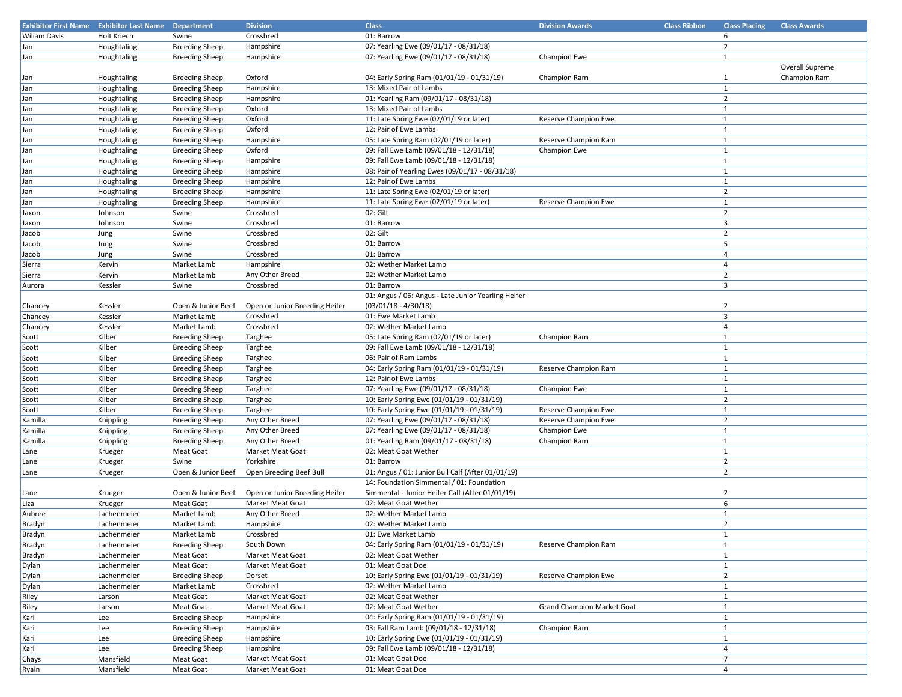| Exhibitor First Name | Exhibitor Last Name | Department | Division | Class | Division Awards | Class Ribbon | Class Placing | Class Awards |
|---|---|---|---|---|---|---|---|---|
| Wiliam Davis | Holt Kriech | Swine | Crossbred | 01: Barrow | | | 6 | |
| Jan | Houghtaling | Breeding Sheep | Hampshire | 07: Yearling Ewe (09/01/17 - 08/31/18) | | | 2 | |
| Jan | Houghtaling | Breeding Sheep | Hampshire | 07: Yearling Ewe (09/01/17 - 08/31/18) | Champion Ewe | | 1 | |
| Jan | Houghtaling | Breeding Sheep | Oxford | 04: Early Spring Ram (01/01/19 - 01/31/19) | Champion Ram | | 1 | Overall Supreme Champion Ram |
| Jan | Houghtaling | Breeding Sheep | Hampshire | 13: Mixed Pair of Lambs | | | 1 | |
| Jan | Houghtaling | Breeding Sheep | Hampshire | 01: Yearling Ram (09/01/17 - 08/31/18) | | | 2 | |
| Jan | Houghtaling | Breeding Sheep | Oxford | 13: Mixed Pair of Lambs | | | 1 | |
| Jan | Houghtaling | Breeding Sheep | Oxford | 11: Late Spring Ewe (02/01/19 or later) | Reserve Champion Ewe | | 1 | |
| Jan | Houghtaling | Breeding Sheep | Oxford | 12: Pair of Ewe Lambs | | | 1 | |
| Jan | Houghtaling | Breeding Sheep | Hampshire | 05: Late Spring Ram (02/01/19 or later) | Reserve Champion Ram | | 1 | |
| Jan | Houghtaling | Breeding Sheep | Oxford | 09: Fall Ewe Lamb (09/01/18 - 12/31/18) | Champion Ewe | | 1 | |
| Jan | Houghtaling | Breeding Sheep | Hampshire | 09: Fall Ewe Lamb (09/01/18 - 12/31/18) | | | 1 | |
| Jan | Houghtaling | Breeding Sheep | Hampshire | 08: Pair of Yearling Ewes (09/01/17 - 08/31/18) | | | 1 | |
| Jan | Houghtaling | Breeding Sheep | Hampshire | 12: Pair of Ewe Lambs | | | 1 | |
| Jan | Houghtaling | Breeding Sheep | Hampshire | 11: Late Spring Ewe (02/01/19 or later) | | | 2 | |
| Jan | Houghtaling | Breeding Sheep | Hampshire | 11: Late Spring Ewe (02/01/19 or later) | Reserve Champion Ewe | | 1 | |
| Jaxon | Johnson | Swine | Crossbred | 02: Gilt | | | 2 | |
| Jaxon | Johnson | Swine | Crossbred | 01: Barrow | | | 3 | |
| Jacob | Jung | Swine | Crossbred | 02: Gilt | | | 2 | |
| Jacob | Jung | Swine | Crossbred | 01: Barrow | | | 5 | |
| Jacob | Jung | Swine | Crossbred | 01: Barrow | | | 4 | |
| Sierra | Kervin | Market Lamb | Hampshire | 02: Wether Market Lamb | | | 4 | |
| Sierra | Kervin | Market Lamb | Any Other Breed | 02: Wether Market Lamb | | | 2 | |
| Aurora | Kessler | Swine | Crossbred | 01: Barrow | | | 3 | |
| Chancey | Kessler | Open & Junior Beef | Open or Junior Breeding Heifer | 01: Angus / 06: Angus - Late Junior Yearling Heifer (03/01/18 - 4/30/18) | | | 2 | |
| Chancey | Kessler | Market Lamb | Crossbred | 01: Ewe Market Lamb | | | 3 | |
| Chancey | Kessler | Market Lamb | Crossbred | 02: Wether Market Lamb | | | 4 | |
| Scott | Kilber | Breeding Sheep | Targhee | 05: Late Spring Ram (02/01/19 or later) | Champion Ram | | 1 | |
| Scott | Kilber | Breeding Sheep | Targhee | 09: Fall Ewe Lamb (09/01/18 - 12/31/18) | | | 1 | |
| Scott | Kilber | Breeding Sheep | Targhee | 06: Pair of Ram Lambs | | | 1 | |
| Scott | Kilber | Breeding Sheep | Targhee | 04: Early Spring Ram (01/01/19 - 01/31/19) | Reserve Champion Ram | | 1 | |
| Scott | Kilber | Breeding Sheep | Targhee | 12: Pair of Ewe Lambs | | | 1 | |
| Scott | Kilber | Breeding Sheep | Targhee | 07: Yearling Ewe (09/01/17 - 08/31/18) | Champion Ewe | | 1 | |
| Scott | Kilber | Breeding Sheep | Targhee | 10: Early Spring Ewe (01/01/19 - 01/31/19) | | | 2 | |
| Scott | Kilber | Breeding Sheep | Targhee | 10: Early Spring Ewe (01/01/19 - 01/31/19) | Reserve Champion Ewe | | 1 | |
| Kamilla | Knippling | Breeding Sheep | Any Other Breed | 07: Yearling Ewe (09/01/17 - 08/31/18) | Reserve Champion Ewe | | 2 | |
| Kamilla | Knippling | Breeding Sheep | Any Other Breed | 07: Yearling Ewe (09/01/17 - 08/31/18) | Champion Ewe | | 1 | |
| Kamilla | Knippling | Breeding Sheep | Any Other Breed | 01: Yearling Ram (09/01/17 - 08/31/18) | Champion Ram | | 1 | |
| Lane | Krueger | Meat Goat | Market Meat Goat | 02: Meat Goat Wether | | | 1 | |
| Lane | Krueger | Swine | Yorkshire | 01: Barrow | | | 2 | |
| Lane | Krueger | Open & Junior Beef | Open Breeding Beef Bull | 01: Angus / 01: Junior Bull Calf (After 01/01/19) | | | 2 | |
| Lane | Krueger | Open & Junior Beef | Open or Junior Breeding Heifer | 14: Foundation Simmental / 01: Foundation Simmental - Junior Heifer Calf (After 01/01/19) | | | 2 | |
| Liza | Krueger | Meat Goat | Market Meat Goat | 02: Meat Goat Wether | | | 6 | |
| Aubree | Lachenmeier | Market Lamb | Any Other Breed | 02: Wether Market Lamb | | | 1 | |
| Bradyn | Lachenmeier | Market Lamb | Hampshire | 02: Wether Market Lamb | | | 2 | |
| Bradyn | Lachenmeier | Market Lamb | Crossbred | 01: Ewe Market Lamb | | | 1 | |
| Bradyn | Lachenmeier | Breeding Sheep | South Down | 04: Early Spring Ram (01/01/19 - 01/31/19) | Reserve Champion Ram | | 1 | |
| Bradyn | Lachenmeier | Meat Goat | Market Meat Goat | 02: Meat Goat Wether | | | 1 | |
| Dylan | Lachenmeier | Meat Goat | Market Meat Goat | 01: Meat Goat Doe | | | 1 | |
| Dylan | Lachenmeier | Breeding Sheep | Dorset | 10: Early Spring Ewe (01/01/19 - 01/31/19) | Reserve Champion Ewe | | 2 | |
| Dylan | Lachenmeier | Market Lamb | Crossbred | 02: Wether Market Lamb | | | 1 | |
| Riley | Larson | Meat Goat | Market Meat Goat | 02: Meat Goat Wether | | | 1 | |
| Riley | Larson | Meat Goat | Market Meat Goat | 02: Meat Goat Wether | Grand Champion Market Goat | | 1 | |
| Kari | Lee | Breeding Sheep | Hampshire | 04: Early Spring Ram (01/01/19 - 01/31/19) | | | 1 | |
| Kari | Lee | Breeding Sheep | Hampshire | 03: Fall Ram Lamb (09/01/18 - 12/31/18) | Champion Ram | | 1 | |
| Kari | Lee | Breeding Sheep | Hampshire | 10: Early Spring Ewe (01/01/19 - 01/31/19) | | | 1 | |
| Kari | Lee | Breeding Sheep | Hampshire | 09: Fall Ewe Lamb (09/01/18 - 12/31/18) | | | 4 | |
| Chays | Mansfield | Meat Goat | Market Meat Goat | 01: Meat Goat Doe | | | 7 | |
| Ryain | Mansfield | Meat Goat | Market Meat Goat | 01: Meat Goat Doe | | | 4 | |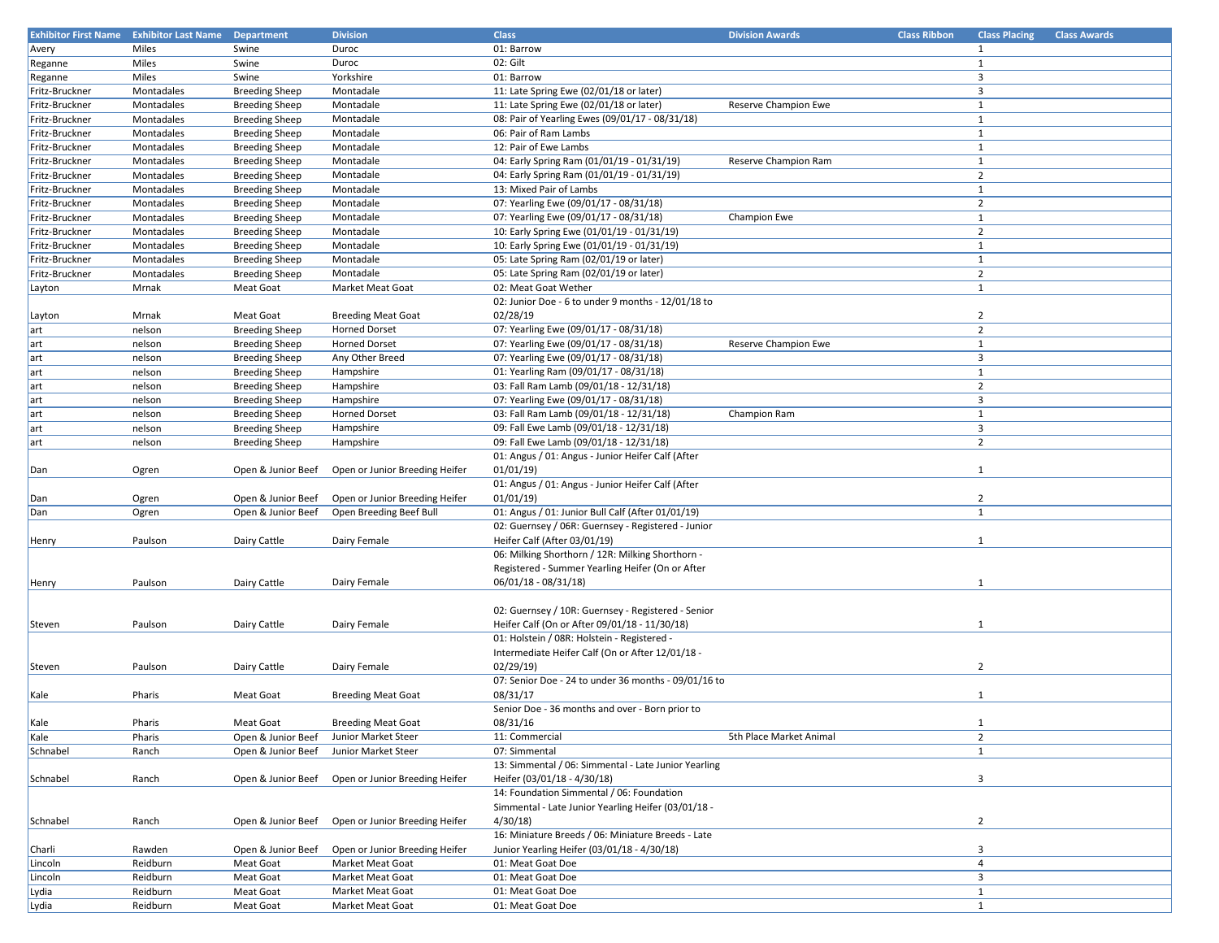| Exhibitor First Name | Exhibitor Last Name | Department | Division | Class | Division Awards | Class Ribbon | Class Placing | Class Awards |
|---|---|---|---|---|---|---|---|---|
| Avery | Miles | Swine | Duroc | 01: Barrow | | | 1 | |
| Reganne | Miles | Swine | Duroc | 02: Gilt | | | 1 | |
| Reganne | Miles | Swine | Yorkshire | 01: Barrow | | | 3 | |
| Fritz-Bruckner | Montadales | Breeding Sheep | Montadale | 11: Late Spring Ewe (02/01/18 or later) | | | 3 | |
| Fritz-Bruckner | Montadales | Breeding Sheep | Montadale | 11: Late Spring Ewe (02/01/18 or later) | Reserve Champion Ewe | | 1 | |
| Fritz-Bruckner | Montadales | Breeding Sheep | Montadale | 08: Pair of Yearling Ewes (09/01/17 - 08/31/18) | | | 1 | |
| Fritz-Bruckner | Montadales | Breeding Sheep | Montadale | 06: Pair of Ram Lambs | | | 1 | |
| Fritz-Bruckner | Montadales | Breeding Sheep | Montadale | 12: Pair of Ewe Lambs | | | 1 | |
| Fritz-Bruckner | Montadales | Breeding Sheep | Montadale | 04: Early Spring Ram (01/01/19 - 01/31/19) | Reserve Champion Ram | | 1 | |
| Fritz-Bruckner | Montadales | Breeding Sheep | Montadale | 04: Early Spring Ram (01/01/19 - 01/31/19) | | | 2 | |
| Fritz-Bruckner | Montadales | Breeding Sheep | Montadale | 13: Mixed Pair of Lambs | | | 1 | |
| Fritz-Bruckner | Montadales | Breeding Sheep | Montadale | 07: Yearling Ewe (09/01/17 - 08/31/18) | | | 2 | |
| Fritz-Bruckner | Montadales | Breeding Sheep | Montadale | 07: Yearling Ewe (09/01/17 - 08/31/18) | Champion Ewe | | 1 | |
| Fritz-Bruckner | Montadales | Breeding Sheep | Montadale | 10: Early Spring Ewe (01/01/19 - 01/31/19) | | | 2 | |
| Fritz-Bruckner | Montadales | Breeding Sheep | Montadale | 10: Early Spring Ewe (01/01/19 - 01/31/19) | | | 1 | |
| Fritz-Bruckner | Montadales | Breeding Sheep | Montadale | 05: Late Spring Ram (02/01/19 or later) | | | 1 | |
| Fritz-Bruckner | Montadales | Breeding Sheep | Montadale | 05: Late Spring Ram (02/01/19 or later) | | | 2 | |
| Layton | Mrnak | Meat Goat | Market Meat Goat | 02: Meat Goat Wether | | | 1 | |
| Layton | Mrnak | Meat Goat | Breeding Meat Goat | 02: Junior Doe - 6 to under 9 months - 12/01/18 to 02/28/19 | | | 2 | |
| art | nelson | Breeding Sheep | Horned Dorset | 07: Yearling Ewe (09/01/17 - 08/31/18) | | | 2 | |
| art | nelson | Breeding Sheep | Horned Dorset | 07: Yearling Ewe (09/01/17 - 08/31/18) | Reserve Champion Ewe | | 1 | |
| art | nelson | Breeding Sheep | Any Other Breed | 07: Yearling Ewe (09/01/17 - 08/31/18) | | | 3 | |
| art | nelson | Breeding Sheep | Hampshire | 01: Yearling Ram (09/01/17 - 08/31/18) | | | 1 | |
| art | nelson | Breeding Sheep | Hampshire | 03: Fall Ram Lamb (09/01/18 - 12/31/18) | | | 2 | |
| art | nelson | Breeding Sheep | Hampshire | 07: Yearling Ewe (09/01/17 - 08/31/18) | | | 3 | |
| art | nelson | Breeding Sheep | Horned Dorset | 03: Fall Ram Lamb (09/01/18 - 12/31/18) | Champion Ram | | 1 | |
| art | nelson | Breeding Sheep | Hampshire | 09: Fall Ewe Lamb (09/01/18 - 12/31/18) | | | 3 | |
| art | nelson | Breeding Sheep | Hampshire | 09: Fall Ewe Lamb (09/01/18 - 12/31/18) | | | 2 | |
| Dan | Ogren | Open & Junior Beef | Open or Junior Breeding Heifer | 01: Angus / 01: Angus - Junior Heifer Calf (After 01/01/19) | | | 1 | |
| Dan | Ogren | Open & Junior Beef | Open or Junior Breeding Heifer | 01: Angus / 01: Angus - Junior Heifer Calf (After 01/01/19) | | | 2 | |
| Dan | Ogren | Open & Junior Beef | Open Breeding Beef Bull | 01: Angus / 01: Junior Bull Calf (After 01/01/19) | | | 1 | |
| Henry | Paulson | Dairy Cattle | Dairy Female | 02: Guernsey / 06R: Guernsey - Registered - Junior Heifer Calf (After 03/01/19) | | | 1 | |
| Henry | Paulson | Dairy Cattle | Dairy Female | 06: Milking Shorthorn / 12R: Milking Shorthorn - Registered - Summer Yearling Heifer (On or After 06/01/18 - 08/31/18) | | | 1 | |
| Steven | Paulson | Dairy Cattle | Dairy Female | 02: Guernsey / 10R: Guernsey - Registered - Senior Heifer Calf (On or After 09/01/18 - 11/30/18) | | | 1 | |
| Steven | Paulson | Dairy Cattle | Dairy Female | 01: Holstein / 08R: Holstein - Registered - Intermediate Heifer Calf (On or After 12/01/18 - 02/29/19) | | | 2 | |
| Kale | Pharis | Meat Goat | Breeding Meat Goat | 07: Senior Doe - 24 to under 36 months - 09/01/16 to 08/31/17 | | | 1 | |
| Kale | Pharis | Meat Goat | Breeding Meat Goat | Senior Doe - 36 months and over - Born prior to 08/31/16 | | | 1 | |
| Kale | Pharis | Open & Junior Beef | Junior Market Steer | 11: Commercial | 5th Place Market Animal | | 2 | |
| Schnabel | Ranch | Open & Junior Beef | Junior Market Steer | 07: Simmental | | | 1 | |
| Schnabel | Ranch | Open & Junior Beef | Open or Junior Breeding Heifer | 13: Simmental / 06: Simmental - Late Junior Yearling Heifer (03/01/18 - 4/30/18) | | | 3 | |
| Schnabel | Ranch | Open & Junior Beef | Open or Junior Breeding Heifer | 14: Foundation Simmental / 06: Foundation Simmental - Late Junior Yearling Heifer (03/01/18 - 4/30/18) | | | 2 | |
| Charli | Rawden | Open & Junior Beef | Open or Junior Breeding Heifer | 16: Miniature Breeds / 06: Miniature Breeds - Late Junior Yearling Heifer (03/01/18 - 4/30/18) | | | 3 | |
| Lincoln | Reidburn | Meat Goat | Market Meat Goat | 01: Meat Goat Doe | | | 4 | |
| Lincoln | Reidburn | Meat Goat | Market Meat Goat | 01: Meat Goat Doe | | | 3 | |
| Lydia | Reidburn | Meat Goat | Market Meat Goat | 01: Meat Goat Doe | | | 1 | |
| Lydia | Reidburn | Meat Goat | Market Meat Goat | 01: Meat Goat Doe | | | 1 | |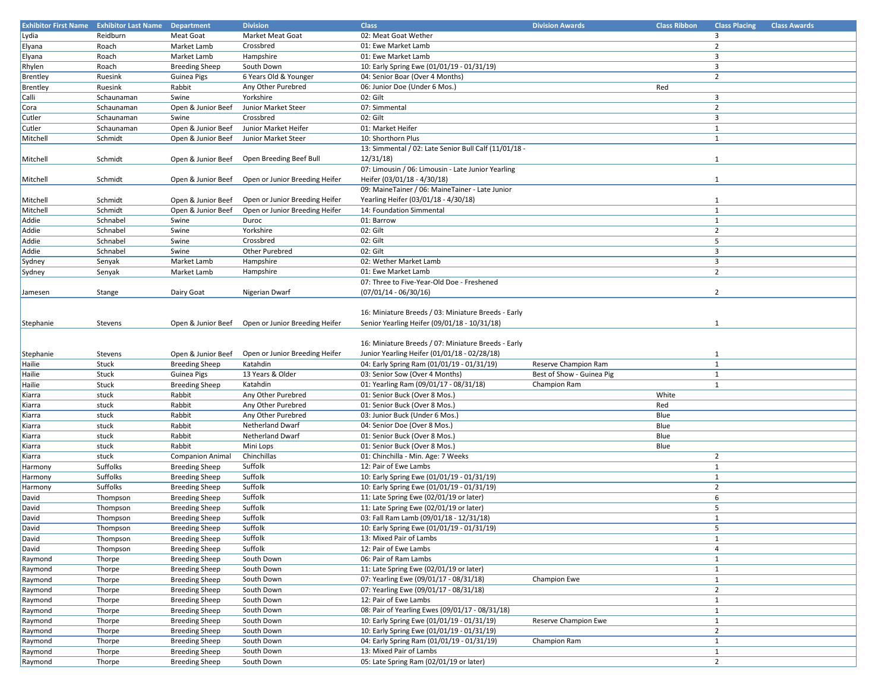| Exhibitor First Name | Exhibitor Last Name | Department | Division | Class | Division Awards | Class Ribbon | Class Placing | Class Awards |
|---|---|---|---|---|---|---|---|---|
| Lydia | Reidburn | Meat Goat | Market Meat Goat | 02: Meat Goat Wether | | | 3 | |
| Elyana | Roach | Market Lamb | Crossbred | 01: Ewe Market Lamb | | | 2 | |
| Elyana | Roach | Market Lamb | Hampshire | 01: Ewe Market Lamb | | | 3 | |
| Rhylen | Roach | Breeding Sheep | South Down | 10: Early Spring Ewe (01/01/19 - 01/31/19) | | | 3 | |
| Brentley | Ruesink | Guinea Pigs | 6 Years Old & Younger | 04: Senior Boar (Over 4 Months) | | | 2 | |
| Brentley | Ruesink | Rabbit | Any Other Purebred | 06: Junior Doe (Under 6 Mos.) | | Red | | |
| Calli | Schaunaman | Swine | Yorkshire | 02: Gilt | | | 3 | |
| Cora | Schaunaman | Open & Junior Beef | Junior Market Steer | 07: Simmental | | | 2 | |
| Cutler | Schaunaman | Swine | Crossbred | 02: Gilt | | | 3 | |
| Cutler | Schaunaman | Open & Junior Beef | Junior Market Heifer | 01: Market Heifer | | | 1 | |
| Mitchell | Schmidt | Open & Junior Beef | Junior Market Steer | 10: Shorthorn Plus | | | 1 | |
| Mitchell | Schmidt | Open & Junior Beef | Open Breeding Beef Bull | 13: Simmental / 02: Late Senior Bull Calf (11/01/18 - 12/31/18) | | | 1 | |
| Mitchell | Schmidt | Open & Junior Beef | Open or Junior Breeding Heifer | 07: Limousin / 06: Limousin - Late Junior Yearling Heifer (03/01/18 - 4/30/18) | | | 1 | |
| Mitchell | Schmidt | Open & Junior Beef | Open or Junior Breeding Heifer | 09: MaineTainer / 06: MaineTainer - Late Junior Yearling Heifer (03/01/18 - 4/30/18) | | | 1 | |
| Mitchell | Schmidt | Open & Junior Beef | Open or Junior Breeding Heifer | 14: Foundation Simmental | | | 1 | |
| Addie | Schnabel | Swine | Duroc | 01: Barrow | | | 1 | |
| Addie | Schnabel | Swine | Yorkshire | 02: Gilt | | | 2 | |
| Addie | Schnabel | Swine | Crossbred | 02: Gilt | | | 5 | |
| Addie | Schnabel | Swine | Other Purebred | 02: Gilt | | | 3 | |
| Sydney | Senyak | Market Lamb | Hampshire | 02: Wether Market Lamb | | | 3 | |
| Sydney | Senyak | Market Lamb | Hampshire | 01: Ewe Market Lamb | | | 2 | |
| Jamesen | Stange | Dairy Goat | Nigerian Dwarf | 07: Three to Five-Year-Old Doe - Freshened (07/01/14 - 06/30/16) | | | 2 | |
| Stephanie | Stevens | Open & Junior Beef | Open or Junior Breeding Heifer | 16: Miniature Breeds / 03: Miniature Breeds - Early Senior Yearling Heifer (09/01/18 - 10/31/18) | | | 1 | |
| Stephanie | Stevens | Open & Junior Beef | Open or Junior Breeding Heifer | 16: Miniature Breeds / 07: Miniature Breeds - Early Junior Yearling Heifer (01/01/18 - 02/28/18) | | | 1 | |
| Hailie | Stuck | Breeding Sheep | Katahdin | 04: Early Spring Ram (01/01/19 - 01/31/19) | Reserve Champion Ram | | 1 | |
| Hailie | Stuck | Guinea Pigs | 13 Years & Older | 03: Senior Sow (Over 4 Months) | Best of Show - Guinea Pig | | 1 | |
| Hailie | Stuck | Breeding Sheep | Katahdin | 01: Yearling Ram (09/01/17 - 08/31/18) | Champion Ram | | 1 | |
| Kiarra | stuck | Rabbit | Any Other Purebred | 01: Senior Buck (Over 8 Mos.) | | White | | |
| Kiarra | stuck | Rabbit | Any Other Purebred | 01: Senior Buck (Over 8 Mos.) | | Red | | |
| Kiarra | stuck | Rabbit | Any Other Purebred | 03: Junior Buck (Under 6 Mos.) | | Blue | | |
| Kiarra | stuck | Rabbit | Netherland Dwarf | 04: Senior Doe (Over 8 Mos.) | | Blue | | |
| Kiarra | stuck | Rabbit | Netherland Dwarf | 01: Senior Buck (Over 8 Mos.) | | Blue | | |
| Kiarra | stuck | Rabbit | Mini Lops | 01: Senior Buck (Over 8 Mos.) | | Blue | | |
| Kiarra | stuck | Companion Animal | Chinchillas | 01: Chinchilla - Min. Age: 7 Weeks | | | 2 | |
| Harmony | Suffolks | Breeding Sheep | Suffolk | 12: Pair of Ewe Lambs | | | 1 | |
| Harmony | Suffolks | Breeding Sheep | Suffolk | 10: Early Spring Ewe (01/01/19 - 01/31/19) | | | 1 | |
| Harmony | Suffolks | Breeding Sheep | Suffolk | 10: Early Spring Ewe (01/01/19 - 01/31/19) | | | 2 | |
| David | Thompson | Breeding Sheep | Suffolk | 11: Late Spring Ewe (02/01/19 or later) | | | 6 | |
| David | Thompson | Breeding Sheep | Suffolk | 11: Late Spring Ewe (02/01/19 or later) | | | 5 | |
| David | Thompson | Breeding Sheep | Suffolk | 03: Fall Ram Lamb (09/01/18 - 12/31/18) | | | 1 | |
| David | Thompson | Breeding Sheep | Suffolk | 10: Early Spring Ewe (01/01/19 - 01/31/19) | | | 5 | |
| David | Thompson | Breeding Sheep | Suffolk | 13: Mixed Pair of Lambs | | | 1 | |
| David | Thompson | Breeding Sheep | Suffolk | 12: Pair of Ewe Lambs | | | 4 | |
| Raymond | Thorpe | Breeding Sheep | South Down | 06: Pair of Ram Lambs | | | 1 | |
| Raymond | Thorpe | Breeding Sheep | South Down | 11: Late Spring Ewe (02/01/19 or later) | | | 1 | |
| Raymond | Thorpe | Breeding Sheep | South Down | 07: Yearling Ewe (09/01/17 - 08/31/18) | Champion Ewe | | 1 | |
| Raymond | Thorpe | Breeding Sheep | South Down | 07: Yearling Ewe (09/01/17 - 08/31/18) | | | 2 | |
| Raymond | Thorpe | Breeding Sheep | South Down | 12: Pair of Ewe Lambs | | | 1 | |
| Raymond | Thorpe | Breeding Sheep | South Down | 08: Pair of Yearling Ewes (09/01/17 - 08/31/18) | | | 1 | |
| Raymond | Thorpe | Breeding Sheep | South Down | 10: Early Spring Ewe (01/01/19 - 01/31/19) | Reserve Champion Ewe | | 1 | |
| Raymond | Thorpe | Breeding Sheep | South Down | 10: Early Spring Ewe (01/01/19 - 01/31/19) | | | 2 | |
| Raymond | Thorpe | Breeding Sheep | South Down | 04: Early Spring Ram (01/01/19 - 01/31/19) | Champion Ram | | 1 | |
| Raymond | Thorpe | Breeding Sheep | South Down | 13: Mixed Pair of Lambs | | | 1 | |
| Raymond | Thorpe | Breeding Sheep | South Down | 05: Late Spring Ram (02/01/19 or later) | | | 2 | |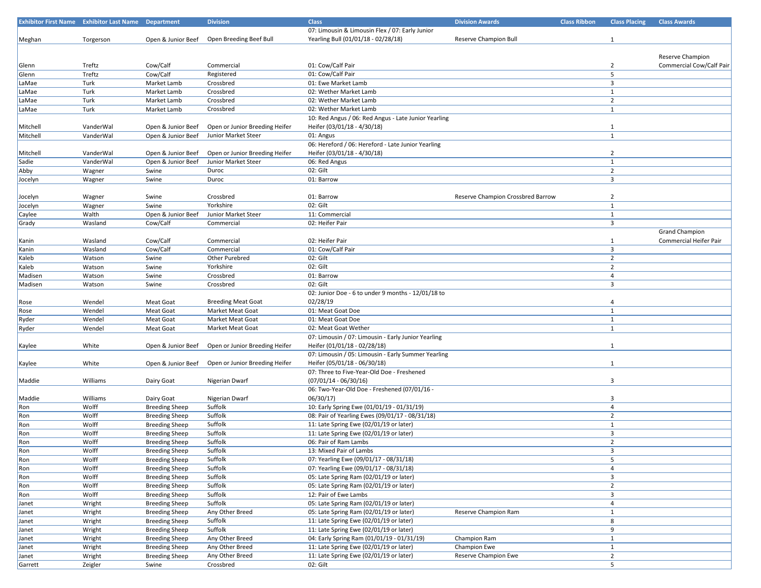| Exhibitor First Name | Exhibitor Last Name | Department | Division | Class | Division Awards | Class Ribbon | Class Placing | Class Awards |
|---|---|---|---|---|---|---|---|---|
| Meghan | Torgerson | Open & Junior Beef | Open Breeding Beef Bull | 07: Limousin & Limousin Flex / 07: Early Junior Yearling Bull (01/01/18 - 02/28/18) | Reserve Champion Bull | | 1 | |
| Glenn | Treftz | Cow/Calf | Commercial | 01: Cow/Calf Pair | | | 2 | Reserve Champion Commercial Cow/Calf Pair |
| Glenn | Treftz | Cow/Calf | Registered | 01: Cow/Calf Pair | | | 5 | |
| LaMae | Turk | Market Lamb | Crossbred | 01: Ewe Market Lamb | | | 3 | |
| LaMae | Turk | Market Lamb | Crossbred | 02: Wether Market Lamb | | | 1 | |
| LaMae | Turk | Market Lamb | Crossbred | 02: Wether Market Lamb | | | 2 | |
| LaMae | Turk | Market Lamb | Crossbred | 02: Wether Market Lamb | | | 1 | |
| Mitchell | VanderWal | Open & Junior Beef | Open or Junior Breeding Heifer | 10: Red Angus / 06: Red Angus - Late Junior Yearling Heifer (03/01/18 - 4/30/18) | | | 1 | |
| Mitchell | VanderWal | Open & Junior Beef | Junior Market Steer | 01: Angus | | | 1 | |
| Mitchell | VanderWal | Open & Junior Beef | Open or Junior Breeding Heifer | 06: Hereford / 06: Hereford - Late Junior Yearling Heifer (03/01/18 - 4/30/18) | | | 2 | |
| Sadie | VanderWal | Open & Junior Beef | Junior Market Steer | 06: Red Angus | | | 1 | |
| Abby | Wagner | Swine | Duroc | 02: Gilt | | | 2 | |
| Jocelyn | Wagner | Swine | Duroc | 01: Barrow | | | 3 | |
| Jocelyn | Wagner | Swine | Crossbred | 01: Barrow | Reserve Champion Crossbred Barrow | | 2 | |
| Jocelyn | Wagner | Swine | Yorkshire | 02: Gilt | | | 1 | |
| Caylee | Walth | Open & Junior Beef | Junior Market Steer | 11: Commercial | | | 1 | |
| Grady | Wasland | Cow/Calf | Commercial | 02: Heifer Pair | | | 3 | |
| Kanin | Wasland | Cow/Calf | Commercial | 02: Heifer Pair | | | 1 | Grand Champion Commercial Heifer Pair |
| Kanin | Wasland | Cow/Calf | Commercial | 01: Cow/Calf Pair | | | 3 | |
| Kaleb | Watson | Swine | Other Purebred | 02: Gilt | | | 2 | |
| Kaleb | Watson | Swine | Yorkshire | 02: Gilt | | | 2 | |
| Madisen | Watson | Swine | Crossbred | 01: Barrow | | | 4 | |
| Madisen | Watson | Swine | Crossbred | 02: Gilt | | | 3 | |
| Rose | Wendel | Meat Goat | Breeding Meat Goat | 02: Junior Doe - 6 to under 9 months - 12/01/18 to 02/28/19 | | | 4 | |
| Rose | Wendel | Meat Goat | Market Meat Goat | 01: Meat Goat Doe | | | 1 | |
| Ryder | Wendel | Meat Goat | Market Meat Goat | 01: Meat Goat Doe | | | 1 | |
| Ryder | Wendel | Meat Goat | Market Meat Goat | 02: Meat Goat Wether | | | 1 | |
| Kaylee | White | Open & Junior Beef | Open or Junior Breeding Heifer | 07: Limousin / 07: Limousin - Early Junior Yearling Heifer (01/01/18 - 02/28/18) | | | 1 | |
| Kaylee | White | Open & Junior Beef | Open or Junior Breeding Heifer | 07: Limousin / 05: Limousin - Early Summer Yearling Heifer (05/01/18 - 06/30/18) | | | 1 | |
| Maddie | Williams | Dairy Goat | Nigerian Dwarf | 07: Three to Five-Year-Old Doe - Freshened (07/01/14 - 06/30/16) | | | 3 | |
| Maddie | Williams | Dairy Goat | Nigerian Dwarf | 06: Two-Year-Old Doe - Freshened (07/01/16 - 06/30/17) | | | 3 | |
| Ron | Wolff | Breeding Sheep | Suffolk | 10: Early Spring Ewe (01/01/19 - 01/31/19) | | | 4 | |
| Ron | Wolff | Breeding Sheep | Suffolk | 08: Pair of Yearling Ewes (09/01/17 - 08/31/18) | | | 2 | |
| Ron | Wolff | Breeding Sheep | Suffolk | 11: Late Spring Ewe (02/01/19 or later) | | | 1 | |
| Ron | Wolff | Breeding Sheep | Suffolk | 11: Late Spring Ewe (02/01/19 or later) | | | 3 | |
| Ron | Wolff | Breeding Sheep | Suffolk | 06: Pair of Ram Lambs | | | 2 | |
| Ron | Wolff | Breeding Sheep | Suffolk | 13: Mixed Pair of Lambs | | | 3 | |
| Ron | Wolff | Breeding Sheep | Suffolk | 07: Yearling Ewe (09/01/17 - 08/31/18) | | | 5 | |
| Ron | Wolff | Breeding Sheep | Suffolk | 07: Yearling Ewe (09/01/17 - 08/31/18) | | | 4 | |
| Ron | Wolff | Breeding Sheep | Suffolk | 05: Late Spring Ram (02/01/19 or later) | | | 3 | |
| Ron | Wolff | Breeding Sheep | Suffolk | 05: Late Spring Ram (02/01/19 or later) | | | 2 | |
| Ron | Wolff | Breeding Sheep | Suffolk | 12: Pair of Ewe Lambs | | | 3 | |
| Janet | Wright | Breeding Sheep | Suffolk | 05: Late Spring Ram (02/01/19 or later) | | | 4 | |
| Janet | Wright | Breeding Sheep | Any Other Breed | 05: Late Spring Ram (02/01/19 or later) | Reserve Champion Ram | | 1 | |
| Janet | Wright | Breeding Sheep | Suffolk | 11: Late Spring Ewe (02/01/19 or later) | | | 8 | |
| Janet | Wright | Breeding Sheep | Suffolk | 11: Late Spring Ewe (02/01/19 or later) | | | 9 | |
| Janet | Wright | Breeding Sheep | Any Other Breed | 04: Early Spring Ram (01/01/19 - 01/31/19) | Champion Ram | | 1 | |
| Janet | Wright | Breeding Sheep | Any Other Breed | 11: Late Spring Ewe (02/01/19 or later) | Champion Ewe | | 1 | |
| Janet | Wright | Breeding Sheep | Any Other Breed | 11: Late Spring Ewe (02/01/19 or later) | Reserve Champion Ewe | | 2 | |
| Garrett | Zeigler | Swine | Crossbred | 02: Gilt | | | 5 | |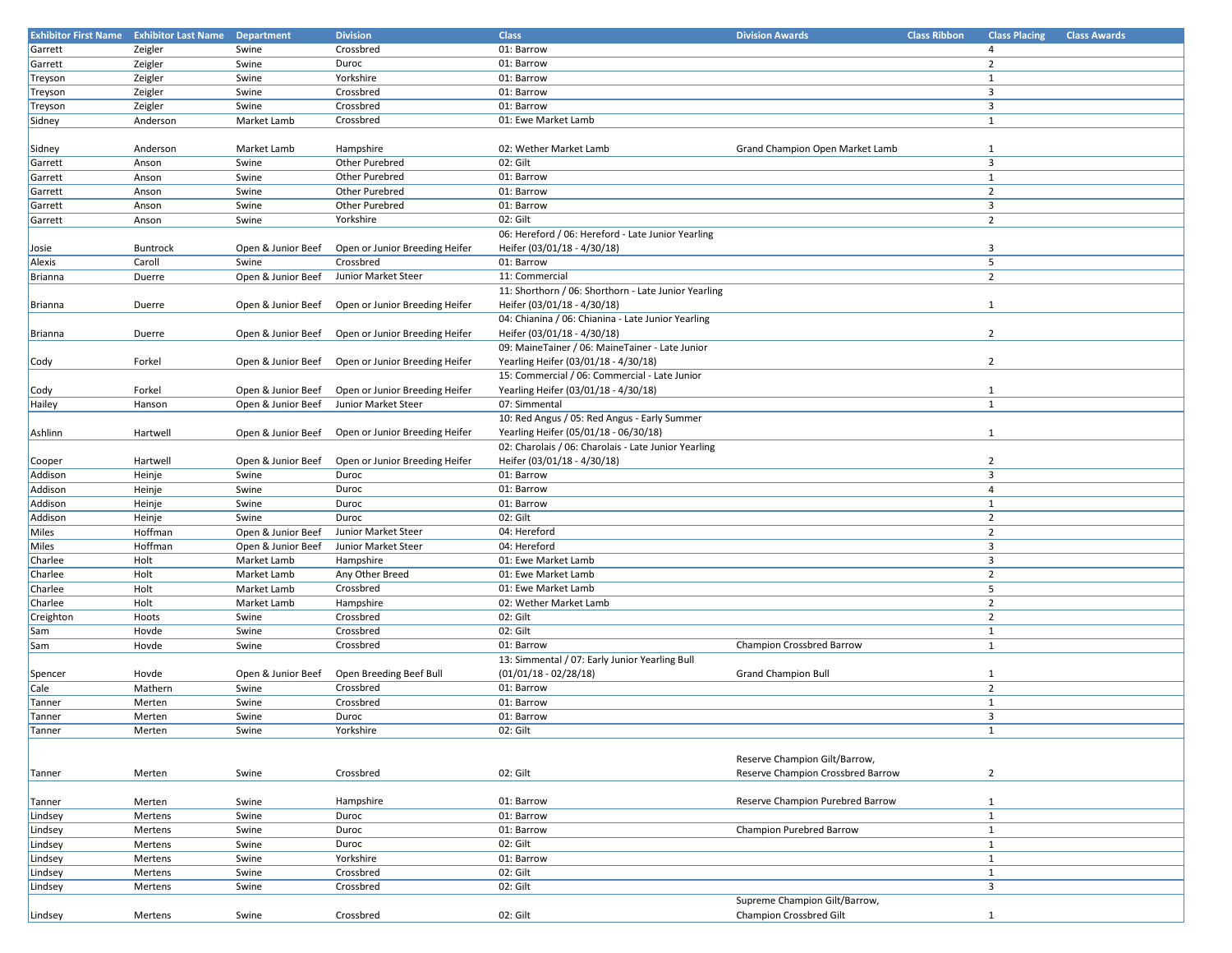| Exhibitor First Name | Exhibitor Last Name | Department | Division | Class | Division Awards | Class Ribbon | Class Placing | Class Awards |
|---|---|---|---|---|---|---|---|---|
| Garrett | Zeigler | Swine | Crossbred | 01: Barrow | | | 4 | |
| Garrett | Zeigler | Swine | Duroc | 01: Barrow | | | 2 | |
| Treyson | Zeigler | Swine | Yorkshire | 01: Barrow | | | 1 | |
| Treyson | Zeigler | Swine | Crossbred | 01: Barrow | | | 3 | |
| Treyson | Zeigler | Swine | Crossbred | 01: Barrow | | | 3 | |
| Sidney | Anderson | Market Lamb | Crossbred | 01: Ewe Market Lamb | | | 1 | |
| Sidney | Anderson | Market Lamb | Hampshire | 02: Wether Market Lamb | Grand Champion Open Market Lamb | | 1 | |
| Garrett | Anson | Swine | Other Purebred | 02: Gilt | | | 3 | |
| Garrett | Anson | Swine | Other Purebred | 01: Barrow | | | 1 | |
| Garrett | Anson | Swine | Other Purebred | 01: Barrow | | | 2 | |
| Garrett | Anson | Swine | Other Purebred | 01: Barrow | | | 3 | |
| Garrett | Anson | Swine | Yorkshire | 02: Gilt | | | 2 | |
| Josie | Buntrock | Open & Junior Beef | Open or Junior Breeding Heifer | 06: Hereford / 06: Hereford - Late Junior Yearling Heifer (03/01/18 - 4/30/18) | | | 3 | |
| Alexis | Caroll | Swine | Crossbred | 01: Barrow | | | 5 | |
| Brianna | Duerre | Open & Junior Beef | Junior Market Steer | 11: Commercial | | | 2 | |
| Brianna | Duerre | Open & Junior Beef | Open or Junior Breeding Heifer | 11: Shorthorn / 06: Shorthorn - Late Junior Yearling Heifer (03/01/18 - 4/30/18) | | | 1 | |
| Brianna | Duerre | Open & Junior Beef | Open or Junior Breeding Heifer | 04: Chianina / 06: Chianina - Late Junior Yearling Heifer (03/01/18 - 4/30/18) | | | 2 | |
| Cody | Forkel | Open & Junior Beef | Open or Junior Breeding Heifer | 09: MaineTainer / 06: MaineTainer - Late Junior Yearling Heifer (03/01/18 - 4/30/18) | | | 2 | |
| Cody | Forkel | Open & Junior Beef | Open or Junior Breeding Heifer | 15: Commercial / 06: Commercial - Late Junior Yearling Heifer (03/01/18 - 4/30/18) | | | 1 | |
| Hailey | Hanson | Open & Junior Beef | Junior Market Steer | 07: Simmental | | | 1 | |
| Ashlinn | Hartwell | Open & Junior Beef | Open or Junior Breeding Heifer | 10: Red Angus / 05: Red Angus - Early Summer Yearling Heifer (05/01/18 - 06/30/18) | | | 1 | |
| Cooper | Hartwell | Open & Junior Beef | Open or Junior Breeding Heifer | 02: Charolais / 06: Charolais - Late Junior Yearling Heifer (03/01/18 - 4/30/18) | | | 2 | |
| Addison | Heinje | Swine | Duroc | 01: Barrow | | | 3 | |
| Addison | Heinje | Swine | Duroc | 01: Barrow | | | 4 | |
| Addison | Heinje | Swine | Duroc | 01: Barrow | | | 1 | |
| Addison | Heinje | Swine | Duroc | 02: Gilt | | | 2 | |
| Miles | Hoffman | Open & Junior Beef | Junior Market Steer | 04: Hereford | | | 2 | |
| Miles | Hoffman | Open & Junior Beef | Junior Market Steer | 04: Hereford | | | 3 | |
| Charlee | Holt | Market Lamb | Hampshire | 01: Ewe Market Lamb | | | 3 | |
| Charlee | Holt | Market Lamb | Any Other Breed | 01: Ewe Market Lamb | | | 2 | |
| Charlee | Holt | Market Lamb | Crossbred | 01: Ewe Market Lamb | | | 5 | |
| Charlee | Holt | Market Lamb | Hampshire | 02: Wether Market Lamb | | | 2 | |
| Creighton | Hoots | Swine | Crossbred | 02: Gilt | | | 2 | |
| Sam | Hovde | Swine | Crossbred | 02: Gilt | | | 1 | |
| Sam | Hovde | Swine | Crossbred | 01: Barrow | Champion Crossbred Barrow | | 1 | |
| Spencer | Hovde | Open & Junior Beef | Open Breeding Beef Bull | 13: Simmental / 07: Early Junior Yearling Bull (01/01/18 - 02/28/18) | Grand Champion Bull | | 1 | |
| Cale | Mathern | Swine | Crossbred | 01: Barrow | | | 2 | |
| Tanner | Merten | Swine | Crossbred | 01: Barrow | | | 1 | |
| Tanner | Merten | Swine | Duroc | 01: Barrow | | | 3 | |
| Tanner | Merten | Swine | Yorkshire | 02: Gilt | | | 1 | |
| Tanner | Merten | Swine | Crossbred | 02: Gilt | Reserve Champion Gilt/Barrow, Reserve Champion Crossbred Barrow | | 2 | |
| Tanner | Merten | Swine | Hampshire | 01: Barrow | Reserve Champion Purebred Barrow | | 1 | |
| Lindsey | Mertens | Swine | Duroc | 01: Barrow | | | 1 | |
| Lindsey | Mertens | Swine | Duroc | 01: Barrow | Champion Purebred Barrow | | 1 | |
| Lindsey | Mertens | Swine | Duroc | 02: Gilt | | | 1 | |
| Lindsey | Mertens | Swine | Yorkshire | 01: Barrow | | | 1 | |
| Lindsey | Mertens | Swine | Crossbred | 02: Gilt | | | 1 | |
| Lindsey | Mertens | Swine | Crossbred | 02: Gilt | | | 3 | |
| Lindsey | Mertens | Swine | Crossbred | 02: Gilt | Supreme Champion Gilt/Barrow, Champion Crossbred Gilt | | 1 | |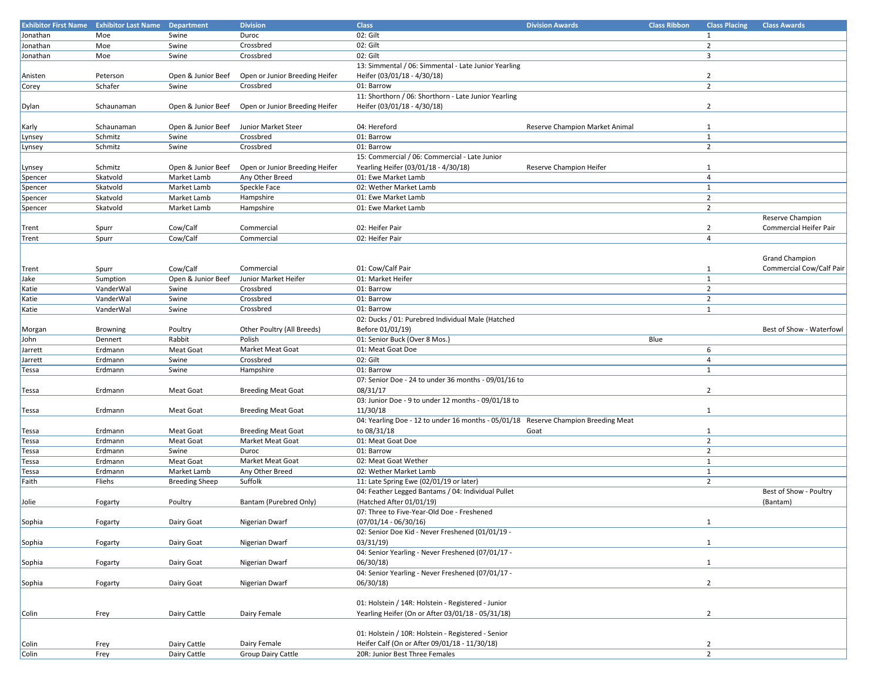| Exhibitor First Name | Exhibitor Last Name | Department | Division | Class | Division Awards | Class Ribbon | Class Placing | Class Awards |
|---|---|---|---|---|---|---|---|---|
| Jonathan | Moe | Swine | Duroc | 02: Gilt | | | 1 | |
| Jonathan | Moe | Swine | Crossbred | 02: Gilt | | | 2 | |
| Jonathan | Moe | Swine | Crossbred | 02: Gilt | | | 3 | |
| Anisten | Peterson | Open & Junior Beef | Open or Junior Breeding Heifer | 13: Simmental / 06: Simmental - Late Junior Yearling Heifer (03/01/18 - 4/30/18) | | | 2 | |
| Corey | Schafer | Swine | Crossbred | 01: Barrow | | | 2 | |
| Dylan | Schaunaman | Open & Junior Beef | Open or Junior Breeding Heifer | 11: Shorthorn / 06: Shorthorn - Late Junior Yearling Heifer (03/01/18 - 4/30/18) | | | 2 | |
| Karly | Schaunaman | Open & Junior Beef | Junior Market Steer | 04: Hereford | Reserve Champion Market Animal | | 1 | |
| Lynsey | Schmitz | Swine | Crossbred | 01: Barrow | | | 1 | |
| Lynsey | Schmitz | Swine | Crossbred | 01: Barrow | | | 2 | |
| Lynsey | Schmitz | Open & Junior Beef | Open or Junior Breeding Heifer | 15: Commercial / 06: Commercial - Late Junior Yearling Heifer (03/01/18 - 4/30/18) | Reserve Champion Heifer | | 1 | |
| Spencer | Skatvold | Market Lamb | Any Other Breed | 01: Ewe Market Lamb | | | 4 | |
| Spencer | Skatvold | Market Lamb | Speckle Face | 02: Wether Market Lamb | | | 1 | |
| Spencer | Skatvold | Market Lamb | Hampshire | 01: Ewe Market Lamb | | | 2 | |
| Spencer | Skatvold | Market Lamb | Hampshire | 01: Ewe Market Lamb | | | 2 | |
| Trent | Spurr | Cow/Calf | Commercial | 02: Heifer Pair | | | 2 | Reserve Champion Commercial Heifer Pair |
| Trent | Spurr | Cow/Calf | Commercial | 02: Heifer Pair | | | 4 | |
| Trent | Spurr | Cow/Calf | Commercial | 01: Cow/Calf Pair | | | 1 | Grand Champion Commercial Cow/Calf Pair |
| Jake | Sumption | Open & Junior Beef | Junior Market Heifer | 01: Market Heifer | | | 1 | |
| Katie | VanderWal | Swine | Crossbred | 01: Barrow | | | 2 | |
| Katie | VanderWal | Swine | Crossbred | 01: Barrow | | | 2 | |
| Katie | VanderWal | Swine | Crossbred | 01: Barrow | | | 1 | |
| Morgan | Browning | Poultry | Other Poultry (All Breeds) | 02: Ducks / 01: Purebred Individual Male (Hatched Before 01/01/19) | | | | Best of Show - Waterfowl |
| John | Dennert | Rabbit | Polish | 01: Senior Buck (Over 8 Mos.) | | Blue | | |
| Jarrett | Erdmann | Meat Goat | Market Meat Goat | 01: Meat Goat Doe | | | 6 | |
| Jarrett | Erdmann | Swine | Crossbred | 02: Gilt | | | 4 | |
| Tessa | Erdmann | Swine | Hampshire | 01: Barrow | | | 1 | |
| Tessa | Erdmann | Meat Goat | Breeding Meat Goat | 07: Senior Doe - 24 to under 36 months - 09/01/16 to 08/31/17 | | | 2 | |
| Tessa | Erdmann | Meat Goat | Breeding Meat Goat | 03: Junior Doe - 9 to under 12 months - 09/01/18 to 11/30/18 | | | 1 | |
| Tessa | Erdmann | Meat Goat | Breeding Meat Goat | 04: Yearling Doe - 12 to under 16 months - 05/01/18 to 08/31/18 | Reserve Champion Breeding Meat Goat | | 1 | |
| Tessa | Erdmann | Meat Goat | Market Meat Goat | 01: Meat Goat Doe | | | 2 | |
| Tessa | Erdmann | Swine | Duroc | 01: Barrow | | | 2 | |
| Tessa | Erdmann | Meat Goat | Market Meat Goat | 02: Meat Goat Wether | | | 1 | |
| Tessa | Erdmann | Market Lamb | Any Other Breed | 02: Wether Market Lamb | | | 1 | |
| Faith | Fliehs | Breeding Sheep | Suffolk | 11: Late Spring Ewe (02/01/19 or later) | | | 2 | |
| Jolie | Fogarty | Poultry | Bantam (Purebred Only) | 04: Feather Legged Bantams / 04: Individual Pullet (Hatched After 01/01/19) | | | | Best of Show - Poultry (Bantam) |
| Sophia | Fogarty | Dairy Goat | Nigerian Dwarf | 07: Three to Five-Year-Old Doe - Freshened (07/01/14 - 06/30/16) | | | 1 | |
| Sophia | Fogarty | Dairy Goat | Nigerian Dwarf | 02: Senior Doe Kid - Never Freshened (01/01/19 - 03/31/19) | | | 1 | |
| Sophia | Fogarty | Dairy Goat | Nigerian Dwarf | 04: Senior Yearling - Never Freshened (07/01/17 - 06/30/18) | | | 1 | |
| Sophia | Fogarty | Dairy Goat | Nigerian Dwarf | 04: Senior Yearling - Never Freshened (07/01/17 - 06/30/18) | | | 2 | |
| Colin | Frey | Dairy Cattle | Dairy Female | 01: Holstein / 14R: Holstein - Registered - Junior Yearling Heifer (On or After 03/01/18 - 05/31/18) | | | 2 | |
| Colin | Frey | Dairy Cattle | Dairy Female | 01: Holstein / 10R: Holstein - Registered - Senior Heifer Calf (On or After 09/01/18 - 11/30/18) | | | 2 | |
| Colin | Frey | Dairy Cattle | Group Dairy Cattle | 20R: Junior Best Three Females | | | 2 | |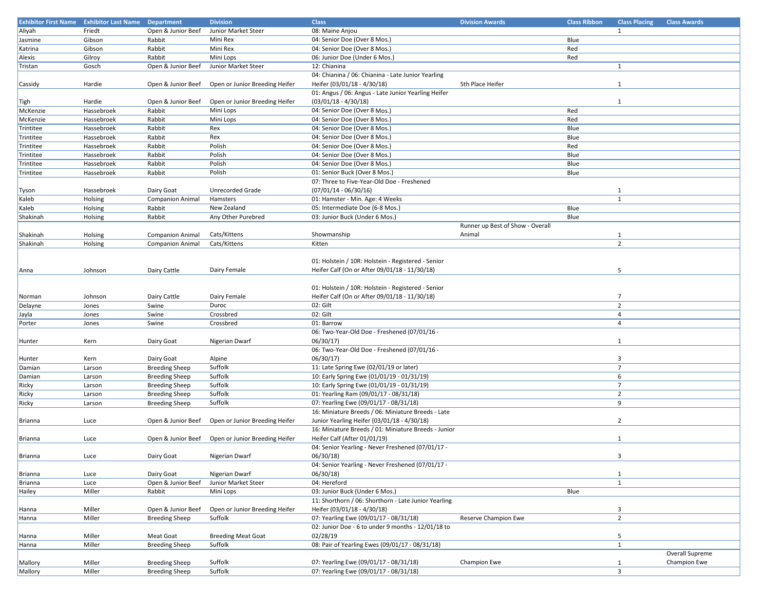| Exhibitor First Name | Exhibitor Last Name | Department | Division | Class | Division Awards | Class Ribbon | Class Placing | Class Awards |
|---|---|---|---|---|---|---|---|---|
| Aliyah | Friedt | Open & Junior Beef | Junior Market Steer | 08: Maine Anjou | | | 1 | |
| Jasmine | Gibson | Rabbit | Mini Rex | 04: Senior Doe (Over 8 Mos.) | | Blue | | |
| Katrina | Gibson | Rabbit | Mini Rex | 04: Senior Doe (Over 8 Mos.) | | Red | | |
| Alexis | Gilroy | Rabbit | Mini Lops | 06: Junior Doe (Under 6 Mos.) | | Red | | |
| Tristan | Gosch | Open & Junior Beef | Junior Market Steer | 12: Chianina | | | 1 | |
| Cassidy | Hardie | Open & Junior Beef | Open or Junior Breeding Heifer | 04: Chianina / 06: Chianina - Late Junior Yearling Heifer (03/01/18 - 4/30/18) | 5th Place Heifer | | 1 | |
| Tigh | Hardie | Open & Junior Beef | Open or Junior Breeding Heifer | 01: Angus / 06: Angus - Late Junior Yearling Heifer (03/01/18 - 4/30/18) | | | 1 | |
| McKenzie | Hassebroek | Rabbit | Mini Lops | 04: Senior Doe (Over 8 Mos.) | | Red | | |
| McKenzie | Hassebroek | Rabbit | Mini Lops | 04: Senior Doe (Over 8 Mos.) | | Red | | |
| Trintitee | Hassebroek | Rabbit | Rex | 04: Senior Doe (Over 8 Mos.) | | Blue | | |
| Trintitee | Hassebroek | Rabbit | Rex | 04: Senior Doe (Over 8 Mos.) | | Blue | | |
| Trintitee | Hassebroek | Rabbit | Polish | 04: Senior Doe (Over 8 Mos.) | | Red | | |
| Trintitee | Hassebroek | Rabbit | Polish | 04: Senior Doe (Over 8 Mos.) | | Blue | | |
| Trintitee | Hassebroek | Rabbit | Polish | 04: Senior Doe (Over 8 Mos.) | | Blue | | |
| Trintitee | Hassebroek | Rabbit | Polish | 01: Senior Buck (Over 8 Mos.) | | Blue | | |
| Tyson | Hassebroek | Dairy Goat | Unrecorded Grade | 07: Three to Five-Year-Old Doe - Freshened (07/01/14 - 06/30/16) | | | 1 | |
| Kaleb | Holsing | Companion Animal | Hamsters | 01: Hamster - Min. Age: 4 Weeks | | | 1 | |
| Kaleb | Holsing | Rabbit | New Zealand | 05: Intermediate Doe (6-8 Mos.) | | Blue | | |
| Shakinah | Holsing | Rabbit | Any Other Purebred | 03: Junior Buck (Under 6 Mos.) | | Blue | | |
| Shakinah | Holsing | Companion Animal | Cats/Kittens | Showmanship | Runner up Best of Show - Overall Animal | | 1 | |
| Shakinah | Holsing | Companion Animal | Cats/Kittens | Kitten | | | 2 | |
| Anna | Johnson | Dairy Cattle | Dairy Female | 01: Holstein / 10R: Holstein - Registered - Senior Heifer Calf (On or After 09/01/18 - 11/30/18) | | | 5 | |
| Norman | Johnson | Dairy Cattle | Dairy Female | 01: Holstein / 10R: Holstein - Registered - Senior Heifer Calf (On or After 09/01/18 - 11/30/18) | | | 7 | |
| Delayne | Jones | Swine | Duroc | 02: Gilt | | | 2 | |
| Jayla | Jones | Swine | Crossbred | 02: Gilt | | | 4 | |
| Porter | Jones | Swine | Crossbred | 01: Barrow | | | 4 | |
| Hunter | Kern | Dairy Goat | Nigerian Dwarf | 06: Two-Year-Old Doe - Freshened (07/01/16 - 06/30/17) | | | 1 | |
| Hunter | Kern | Dairy Goat | Alpine | 06: Two-Year-Old Doe - Freshened (07/01/16 - 06/30/17) | | | 3 | |
| Damian | Larson | Breeding Sheep | Suffolk | 11: Late Spring Ewe (02/01/19 or later) | | | 7 | |
| Damian | Larson | Breeding Sheep | Suffolk | 10: Early Spring Ewe (01/01/19 - 01/31/19) | | | 6 | |
| Ricky | Larson | Breeding Sheep | Suffolk | 10: Early Spring Ewe (01/01/19 - 01/31/19) | | | 7 | |
| Ricky | Larson | Breeding Sheep | Suffolk | 01: Yearling Ram (09/01/17 - 08/31/18) | | | 2 | |
| Ricky | Larson | Breeding Sheep | Suffolk | 07: Yearling Ewe (09/01/17 - 08/31/18) | | | 9 | |
| Brianna | Luce | Open & Junior Beef | Open or Junior Breeding Heifer | 16: Miniature Breeds / 06: Miniature Breeds - Late Junior Yearling Heifer (03/01/18 - 4/30/18) | | | 2 | |
| Brianna | Luce | Open & Junior Beef | Open or Junior Breeding Heifer | 16: Miniature Breeds / 01: Miniature Breeds - Junior Heifer Calf (After 01/01/19) | | | 1 | |
| Brianna | Luce | Dairy Goat | Nigerian Dwarf | 04: Senior Yearling - Never Freshened (07/01/17 - 06/30/18) | | | 3 | |
| Brianna | Luce | Dairy Goat | Nigerian Dwarf | 04: Senior Yearling - Never Freshened (07/01/17 - 06/30/18) | | | 1 | |
| Brianna | Luce | Open & Junior Beef | Junior Market Steer | 04: Hereford | | | 1 | |
| Hailey | Miller | Rabbit | Mini Lops | 03: Junior Buck (Under 6 Mos.) | | Blue | | |
| Hanna | Miller | Open & Junior Beef | Open or Junior Breeding Heifer | 11: Shorthorn / 06: Shorthorn - Late Junior Yearling Heifer (03/01/18 - 4/30/18) | | | 3 | |
| Hanna | Miller | Breeding Sheep | Suffolk | 07: Yearling Ewe (09/01/17 - 08/31/18) | Reserve Champion Ewe | | 2 | |
| Hanna | Miller | Meat Goat | Breeding Meat Goat | 02: Junior Doe - 6 to under 9 months - 12/01/18 to 02/28/19 | | | 5 | |
| Hanna | Miller | Breeding Sheep | Suffolk | 08: Pair of Yearling Ewes (09/01/17 - 08/31/18) | | | 1 | |
| Mallory | Miller | Breeding Sheep | Suffolk | 07: Yearling Ewe (09/01/17 - 08/31/18) | Champion Ewe | | 1 | Overall Supreme Champion Ewe |
| Mallory | Miller | Breeding Sheep | Suffolk | 07: Yearling Ewe (09/01/17 - 08/31/18) | | | 3 | |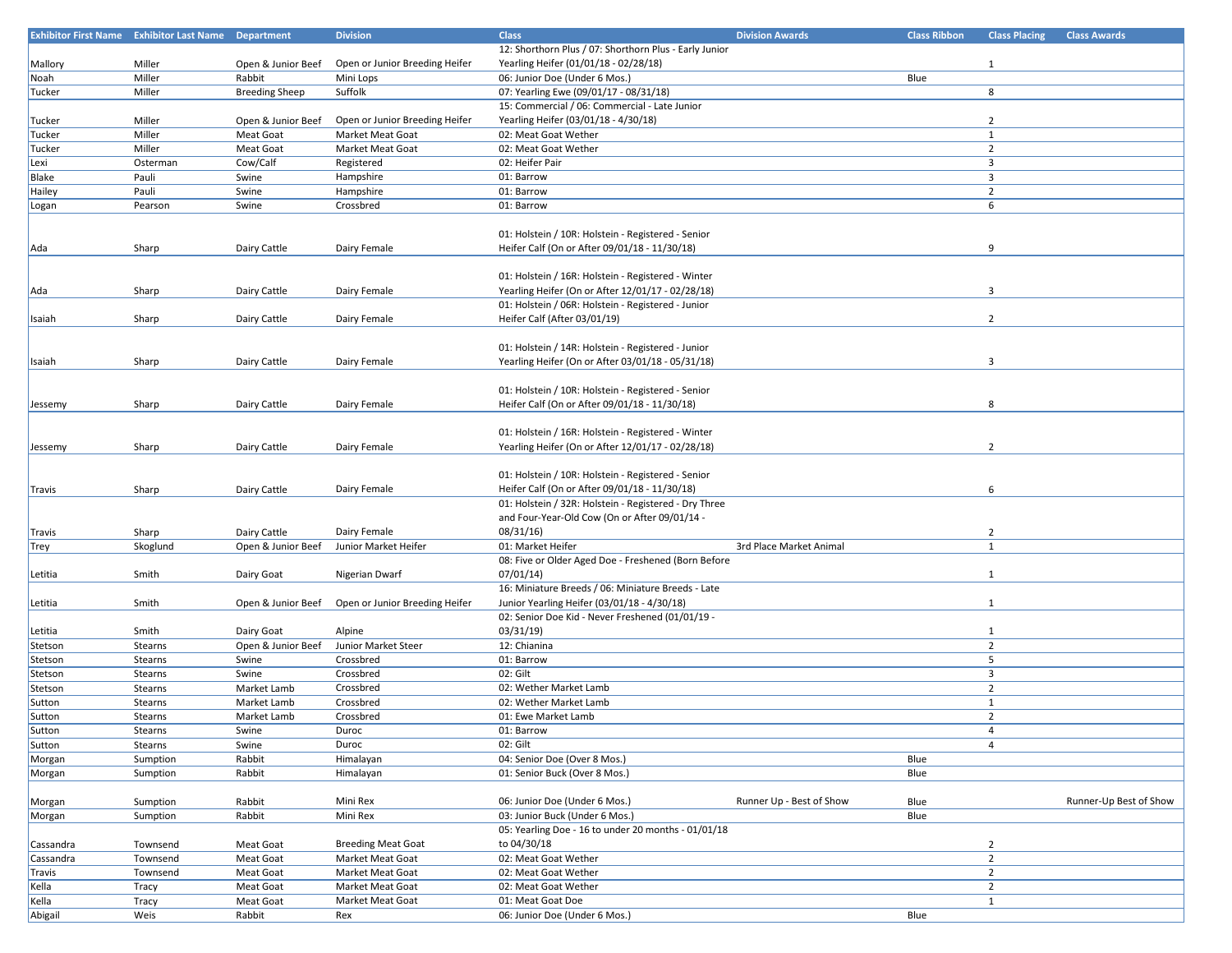| Exhibitor First Name | Exhibitor Last Name | Department | Division | Class | Division Awards | Class Ribbon | Class Placing | Class Awards |
|---|---|---|---|---|---|---|---|---|
| Mallory | Miller | Open & Junior Beef | Open or Junior Breeding Heifer | 12: Shorthorn Plus / 07: Shorthorn Plus - Early Junior Yearling Heifer (01/01/18 - 02/28/18) | | | 1 | |
| Noah | Miller | Rabbit | Mini Lops | 06: Junior Doe (Under 6 Mos.) | | Blue | | |
| Tucker | Miller | Breeding Sheep | Suffolk | 07: Yearling Ewe (09/01/17 - 08/31/18) | | | 8 | |
| Tucker | Miller | Open & Junior Beef | Open or Junior Breeding Heifer | 15: Commercial / 06: Commercial - Late Junior Yearling Heifer (03/01/18 - 4/30/18) | | | 2 | |
| Tucker | Miller | Meat Goat | Market Meat Goat | 02: Meat Goat Wether | | | 1 | |
| Tucker | Miller | Meat Goat | Market Meat Goat | 02: Meat Goat Wether | | | 2 | |
| Lexi | Osterman | Cow/Calf | Registered | 02: Heifer Pair | | | 3 | |
| Blake | Pauli | Swine | Hampshire | 01: Barrow | | | 3 | |
| Hailey | Pauli | Swine | Hampshire | 01: Barrow | | | 2 | |
| Logan | Pearson | Swine | Crossbred | 01: Barrow | | | 6 | |
| Ada | Sharp | Dairy Cattle | Dairy Female | 01: Holstein / 10R: Holstein - Registered - Senior Heifer Calf (On or After 09/01/18 - 11/30/18) | | | 9 | |
| Ada | Sharp | Dairy Cattle | Dairy Female | 01: Holstein / 16R: Holstein - Registered - Winter Yearling Heifer (On or After 12/01/17 - 02/28/18) | | | 3 | |
| Isaiah | Sharp | Dairy Cattle | Dairy Female | 01: Holstein / 06R: Holstein - Registered - Junior Heifer Calf (After 03/01/19) | | | 2 | |
| Isaiah | Sharp | Dairy Cattle | Dairy Female | 01: Holstein / 14R: Holstein - Registered - Junior Yearling Heifer (On or After 03/01/18 - 05/31/18) | | | 3 | |
| Jessemy | Sharp | Dairy Cattle | Dairy Female | 01: Holstein / 10R: Holstein - Registered - Senior Heifer Calf (On or After 09/01/18 - 11/30/18) | | | 8 | |
| Jessemy | Sharp | Dairy Cattle | Dairy Female | 01: Holstein / 16R: Holstein - Registered - Winter Yearling Heifer (On or After 12/01/17 - 02/28/18) | | | 2 | |
| Travis | Sharp | Dairy Cattle | Dairy Female | 01: Holstein / 10R: Holstein - Registered - Senior Heifer Calf (On or After 09/01/18 - 11/30/18) | | | 6 | |
| Travis | Sharp | Dairy Cattle | Dairy Female | 01: Holstein / 32R: Holstein - Registered - Dry Three and Four-Year-Old Cow (On or After 09/01/14 - 08/31/16) | | | 2 | |
| Trey | Skoglund | Open & Junior Beef | Junior Market Heifer | 01: Market Heifer | 3rd Place Market Animal | | 1 | |
| Letitia | Smith | Dairy Goat | Nigerian Dwarf | 08: Five or Older Aged Doe - Freshened (Born Before 07/01/14) | | | 1 | |
| Letitia | Smith | Open & Junior Beef | Open or Junior Breeding Heifer | 16: Miniature Breeds / 06: Miniature Breeds - Late Junior Yearling Heifer (03/01/18 - 4/30/18) | | | 1 | |
| Letitia | Smith | Dairy Goat | Alpine | 02: Senior Doe Kid - Never Freshened (01/01/19 - 03/31/19) | | | 1 | |
| Stetson | Stearns | Open & Junior Beef | Junior Market Steer | 12: Chianina | | | 2 | |
| Stetson | Stearns | Swine | Crossbred | 01: Barrow | | | 5 | |
| Stetson | Stearns | Swine | Crossbred | 02: Gilt | | | 3 | |
| Stetson | Stearns | Market Lamb | Crossbred | 02: Wether Market Lamb | | | 2 | |
| Sutton | Stearns | Market Lamb | Crossbred | 02: Wether Market Lamb | | | 1 | |
| Sutton | Stearns | Market Lamb | Crossbred | 01: Ewe Market Lamb | | | 2 | |
| Sutton | Stearns | Swine | Duroc | 01: Barrow | | | 4 | |
| Sutton | Stearns | Swine | Duroc | 02: Gilt | | | 4 | |
| Morgan | Sumption | Rabbit | Himalayan | 04: Senior Doe (Over 8 Mos.) | | Blue | | |
| Morgan | Sumption | Rabbit | Himalayan | 01: Senior Buck (Over 8 Mos.) | | Blue | | |
| Morgan | Sumption | Rabbit | Mini Rex | 06: Junior Doe (Under 6 Mos.) | Runner Up - Best of Show | Blue | | Runner-Up Best of Show |
| Morgan | Sumption | Rabbit | Mini Rex | 03: Junior Buck (Under 6 Mos.) | | Blue | | |
| Cassandra | Townsend | Meat Goat | Breeding Meat Goat | 05: Yearling Doe - 16 to under 20 months - 01/01/18 to 04/30/18 | | | 2 | |
| Cassandra | Townsend | Meat Goat | Market Meat Goat | 02: Meat Goat Wether | | | 2 | |
| Travis | Townsend | Meat Goat | Market Meat Goat | 02: Meat Goat Wether | | | 2 | |
| Kella | Tracy | Meat Goat | Market Meat Goat | 02: Meat Goat Wether | | | 2 | |
| Kella | Tracy | Meat Goat | Market Meat Goat | 01: Meat Goat Doe | | | 1 | |
| Abigail | Weis | Rabbit | Rex | 06: Junior Doe (Under 6 Mos.) | | Blue | | |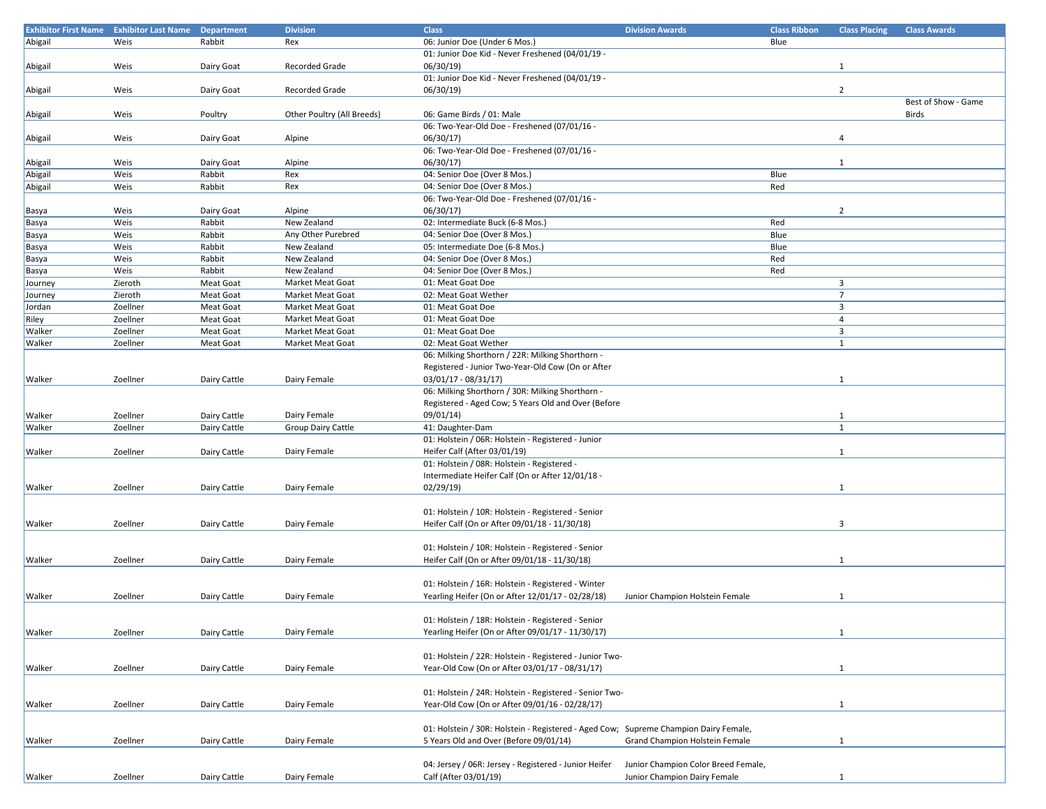| Exhibitor First Name | Exhibitor Last Name | Department | Division | Class | Division Awards | Class Ribbon | Class Placing | Class Awards |
|---|---|---|---|---|---|---|---|---|
| Abigail | Weis | Rabbit | Rex | 06: Junior Doe (Under 6 Mos.) | | Blue | | |
| Abigail | Weis | Dairy Goat | Recorded Grade | 01: Junior Doe Kid - Never Freshened (04/01/19 - 06/30/19) | | | 1 | |
| Abigail | Weis | Dairy Goat | Recorded Grade | 01: Junior Doe Kid - Never Freshened (04/01/19 - 06/30/19) | | | 2 | |
| Abigail | Weis | Poultry | Other Poultry (All Breeds) | 06: Game Birds / 01: Male | | | | Best of Show - Game Birds |
| Abigail | Weis | Dairy Goat | Alpine | 06: Two-Year-Old Doe - Freshened (07/01/16 - 06/30/17) | | | 4 | |
| Abigail | Weis | Dairy Goat | Alpine | 06: Two-Year-Old Doe - Freshened (07/01/16 - 06/30/17) | | | 1 | |
| Abigail | Weis | Rabbit | Rex | 04: Senior Doe (Over 8 Mos.) | | Blue | | |
| Abigail | Weis | Rabbit | Rex | 04: Senior Doe (Over 8 Mos.) | | Red | | |
| Basya | Weis | Dairy Goat | Alpine | 06: Two-Year-Old Doe - Freshened (07/01/16 - 06/30/17) | | | 2 | |
| Basya | Weis | Rabbit | New Zealand | 02: Intermediate Buck (6-8 Mos.) | | Red | | |
| Basya | Weis | Rabbit | Any Other Purebred | 04: Senior Doe (Over 8 Mos.) | | Blue | | |
| Basya | Weis | Rabbit | New Zealand | 05: Intermediate Doe (6-8 Mos.) | | Blue | | |
| Basya | Weis | Rabbit | New Zealand | 04: Senior Doe (Over 8 Mos.) | | Red | | |
| Basya | Weis | Rabbit | New Zealand | 04: Senior Doe (Over 8 Mos.) | | Red | | |
| Journey | Zieroth | Meat Goat | Market Meat Goat | 01: Meat Goat Doe | | | 3 | |
| Journey | Zieroth | Meat Goat | Market Meat Goat | 02: Meat Goat Wether | | | 7 | |
| Jordan | Zoellner | Meat Goat | Market Meat Goat | 01: Meat Goat Doe | | | 3 | |
| Riley | Zoellner | Meat Goat | Market Meat Goat | 01: Meat Goat Doe | | | 4 | |
| Walker | Zoellner | Meat Goat | Market Meat Goat | 01: Meat Goat Doe | | | 3 | |
| Walker | Zoellner | Meat Goat | Market Meat Goat | 02: Meat Goat Wether | | | 1 | |
| Walker | Zoellner | Dairy Cattle | Dairy Female | 06: Milking Shorthorn / 22R: Milking Shorthorn - Registered - Junior Two-Year-Old Cow (On or After 03/01/17 - 08/31/17) | | | 1 | |
| Walker | Zoellner | Dairy Cattle | Dairy Female | 06: Milking Shorthorn / 30R: Milking Shorthorn - Registered - Aged Cow; 5 Years Old and Over (Before 09/01/14) | | | 1 | |
| Walker | Zoellner | Dairy Cattle | Group Dairy Cattle | 41: Daughter-Dam | | | 1 | |
| Walker | Zoellner | Dairy Cattle | Dairy Female | 01: Holstein / 06R: Holstein - Registered - Junior Heifer Calf (After 03/01/19) | | | 1 | |
| Walker | Zoellner | Dairy Cattle | Dairy Female | 01: Holstein / 08R: Holstein - Registered - Intermediate Heifer Calf (On or After 12/01/18 - 02/29/19) | | | 1 | |
| Walker | Zoellner | Dairy Cattle | Dairy Female | 01: Holstein / 10R: Holstein - Registered - Senior Heifer Calf (On or After 09/01/18 - 11/30/18) | | | 3 | |
| Walker | Zoellner | Dairy Cattle | Dairy Female | 01: Holstein / 10R: Holstein - Registered - Senior Heifer Calf (On or After 09/01/18 - 11/30/18) | | | 1 | |
| Walker | Zoellner | Dairy Cattle | Dairy Female | 01: Holstein / 16R: Holstein - Registered - Winter Yearling Heifer (On or After 12/01/17 - 02/28/18) | Junior Champion Holstein Female | | 1 | |
| Walker | Zoellner | Dairy Cattle | Dairy Female | 01: Holstein / 18R: Holstein - Registered - Senior Yearling Heifer (On or After 09/01/17 - 11/30/17) | | | 1 | |
| Walker | Zoellner | Dairy Cattle | Dairy Female | 01: Holstein / 22R: Holstein - Registered - Junior Two-Year-Old Cow (On or After 03/01/17 - 08/31/17) | | | 1 | |
| Walker | Zoellner | Dairy Cattle | Dairy Female | 01: Holstein / 24R: Holstein - Registered - Senior Two-Year-Old Cow (On or After 09/01/16 - 02/28/17) | | | 1 | |
| Walker | Zoellner | Dairy Cattle | Dairy Female | 01: Holstein / 30R: Holstein - Registered - Aged Cow; 5 Years Old and Over (Before 09/01/14) | Supreme Champion Dairy Female, Grand Champion Holstein Female | | 1 | |
| Walker | Zoellner | Dairy Cattle | Dairy Female | 04: Jersey / 06R: Jersey - Registered - Junior Heifer Calf (After 03/01/19) | Junior Champion Color Breed Female, Junior Champion Dairy Female | | 1 | |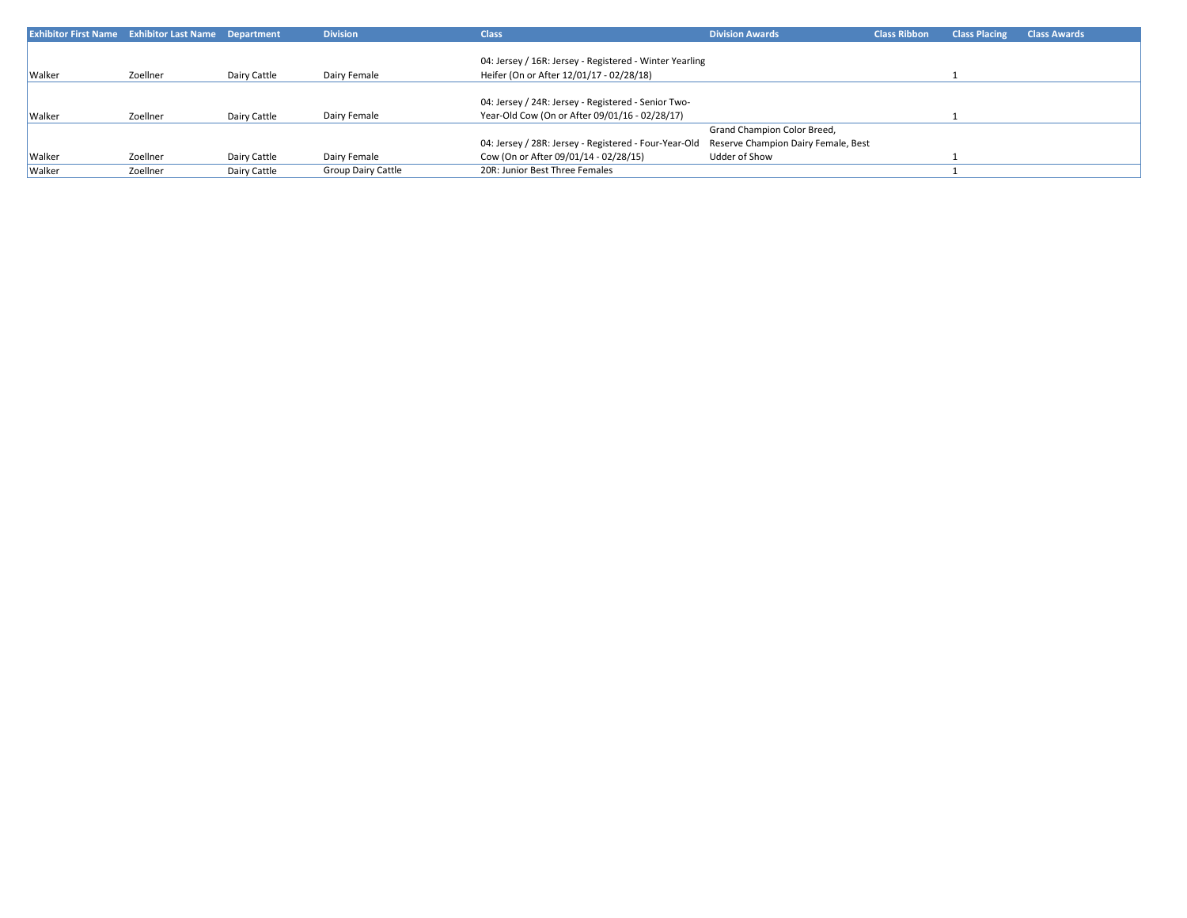| Exhibitor First Name | Exhibitor Last Name | Department | Division | Class | Division Awards | Class Ribbon | Class Placing | Class Awards |
|---|---|---|---|---|---|---|---|---|
| Walker | Zoellner | Dairy Cattle | Dairy Female | 04: Jersey / 16R: Jersey - Registered - Winter Yearling Heifer (On or After 12/01/17 - 02/28/18) | | | 1 | |
| Walker | Zoellner | Dairy Cattle | Dairy Female | 04: Jersey / 24R: Jersey - Registered - Senior Two-Year-Old Cow (On or After 09/01/16 - 02/28/17) | | | 1 | |
| Walker | Zoellner | Dairy Cattle | Dairy Female | 04: Jersey / 28R: Jersey - Registered - Four-Year-Old Cow (On or After 09/01/14 - 02/28/15) | Grand Champion Color Breed, Reserve Champion Dairy Female, Best Udder of Show | | 1 | |
| Walker | Zoellner | Dairy Cattle | Group Dairy Cattle | 20R: Junior Best Three Females | | | 1 | |